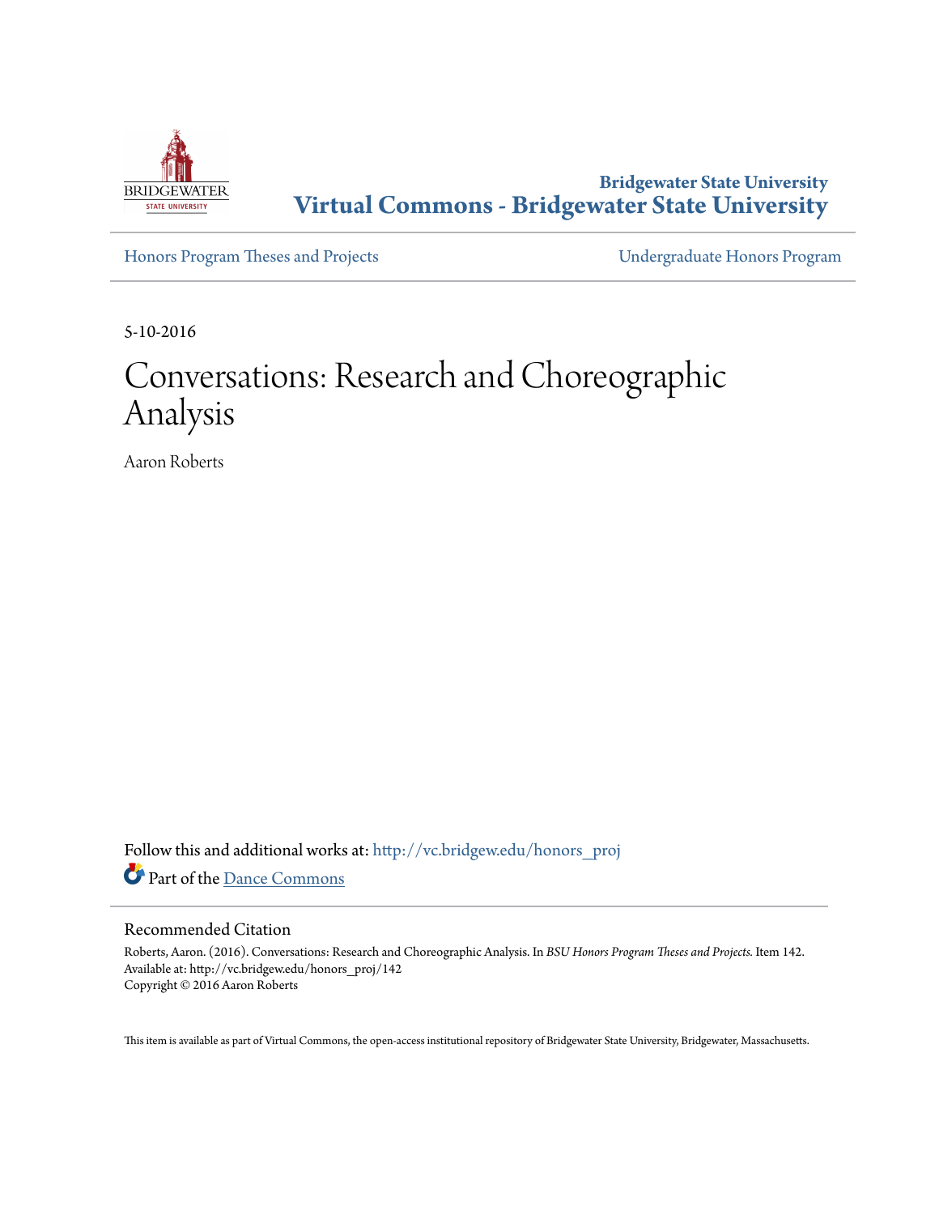**Bridgewater State University**
**Virtual Commons - Bridgewater State University**

Honors Program Theses and Projects | Undergraduate Honors Program

5-10-2016

# Conversations: Research and Choreographic Analysis

Aaron Roberts

Follow this and additional works at: http://vc.bridgew.edu/honors_proj

Part of the Dance Commons

## Recommended Citation

Roberts, Aaron. (2016). Conversations: Research and Choreographic Analysis. In *BSU Honors Program Theses and Projects.* Item 142. Available at: http://vc.bridgew.edu/honors_proj/142
Copyright © 2016 Aaron Roberts

This item is available as part of Virtual Commons, the open-access institutional repository of Bridgewater State University, Bridgewater, Massachusetts.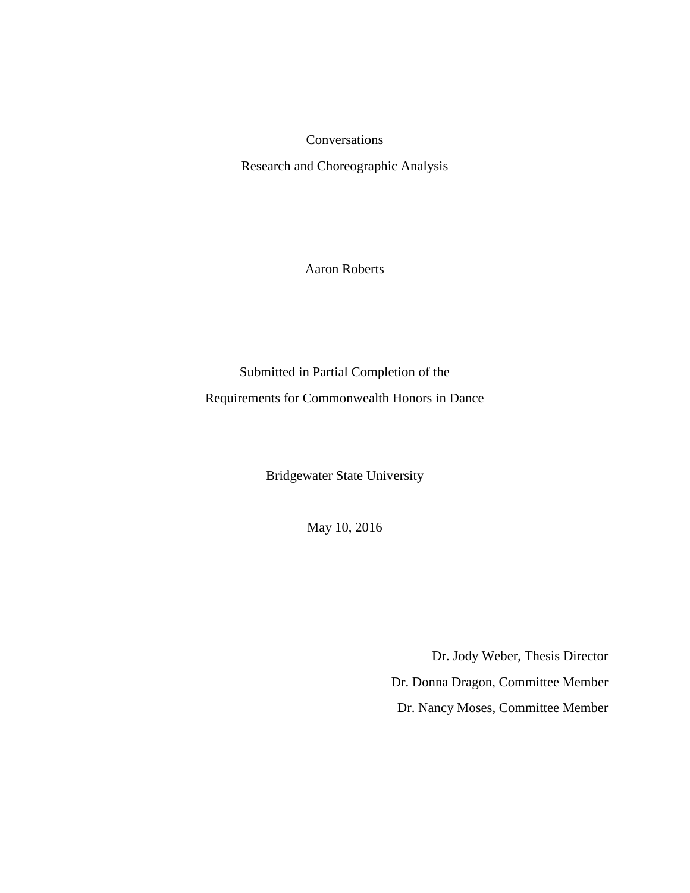Conversations

Research and Choreographic Analysis

Aaron Roberts

Submitted in Partial Completion of the

Requirements for Commonwealth Honors in Dance

Bridgewater State University

May 10, 2016

Dr. Jody Weber, Thesis Director

Dr. Donna Dragon, Committee Member

Dr. Nancy Moses, Committee Member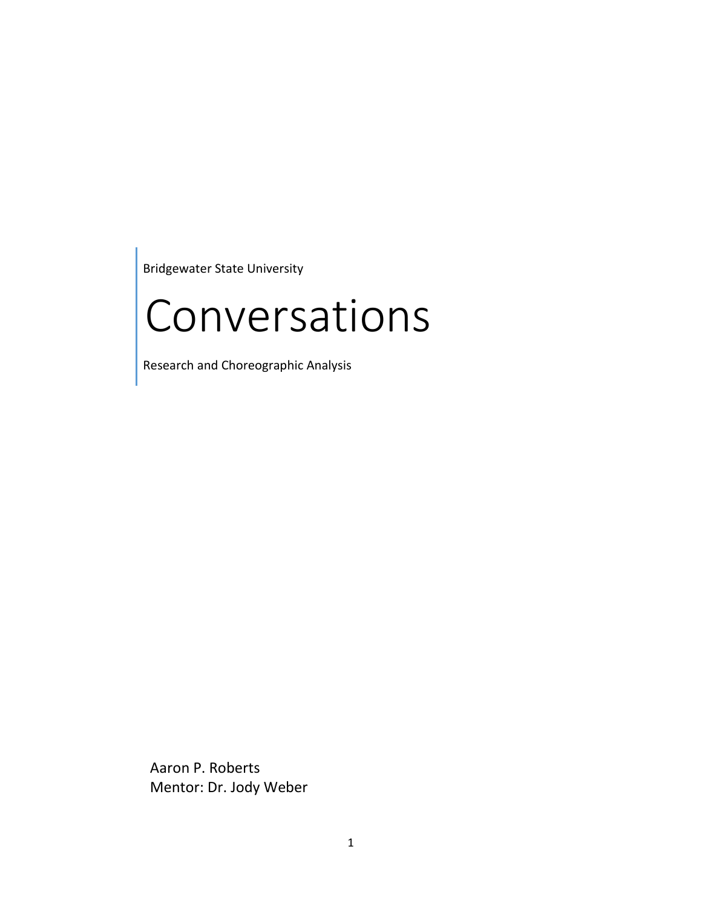Bridgewater State University

# Conversations

Research and Choreographic Analysis

Aaron P. Roberts
Mentor: Dr. Jody Weber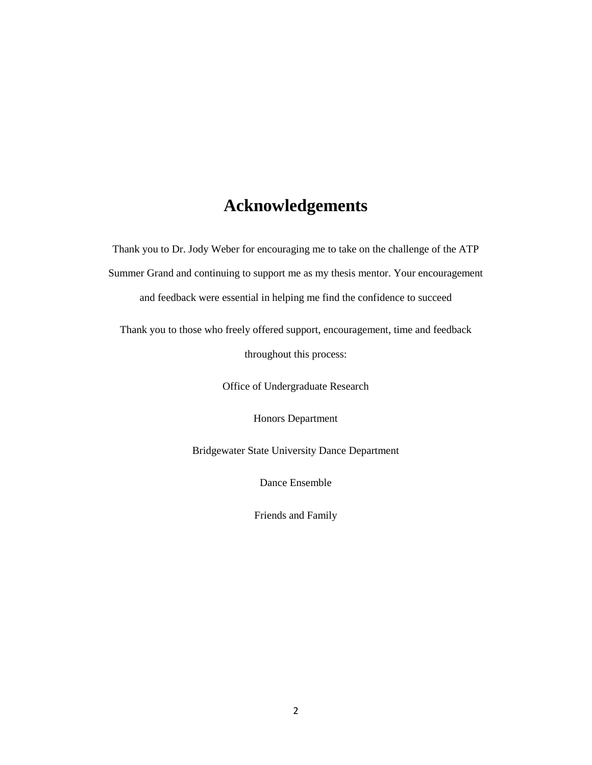# Acknowledgements

Thank you to Dr. Jody Weber for encouraging me to take on the challenge of the ATP Summer Grand and continuing to support me as my thesis mentor. Your encouragement and feedback were essential in helping me find the confidence to succeed

Thank you to those who freely offered support, encouragement, time and feedback throughout this process:

Office of Undergraduate Research

Honors Department

Bridgewater State University Dance Department

Dance Ensemble

Friends and Family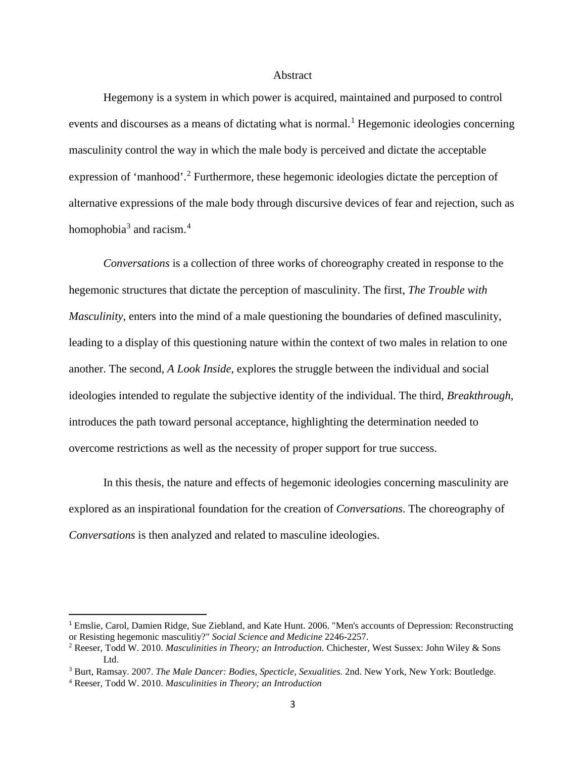# Abstract

Hegemony is a system in which power is acquired, maintained and purposed to control events and discourses as a means of dictating what is normal.[1] Hegemonic ideologies concerning masculinity control the way in which the male body is perceived and dictate the acceptable expression of 'manhood'.[2] Furthermore, these hegemonic ideologies dictate the perception of alternative expressions of the male body through discursive devices of fear and rejection, such as homophobia[3] and racism.[4]

*Conversations* is a collection of three works of choreography created in response to the hegemonic structures that dictate the perception of masculinity. The first, *The Trouble with Masculinity*, enters into the mind of a male questioning the boundaries of defined masculinity, leading to a display of this questioning nature within the context of two males in relation to one another. The second, *A Look Inside*, explores the struggle between the individual and social ideologies intended to regulate the subjective identity of the individual. The third, *Breakthrough*, introduces the path toward personal acceptance, highlighting the determination needed to overcome restrictions as well as the necessity of proper support for true success.

In this thesis, the nature and effects of hegemonic ideologies concerning masculinity are explored as an inspirational foundation for the creation of *Conversations*. The choreography of *Conversations* is then analyzed and related to masculine ideologies.

---

[1] Emslie, Carol, Damien Ridge, Sue Ziebland, and Kate Hunt. 2006. "Men's accounts of Depression: Reconstructing or Resisting hegemonic masculitiy?" *Social Science and Medicine* 2246-2257.

[2] Reeser, Todd W. 2010. *Masculinities in Theory; an Introduction*. Chichester, West Sussex: John Wiley & Sons Ltd.

[3] Burt, Ramsay. 2007. *The Male Dancer: Bodies, Specticle, Sexualities.* 2nd. New York, New York: Boutledge.

[4] Reeser, Todd W. 2010. *Masculinities in Theory; an Introduction*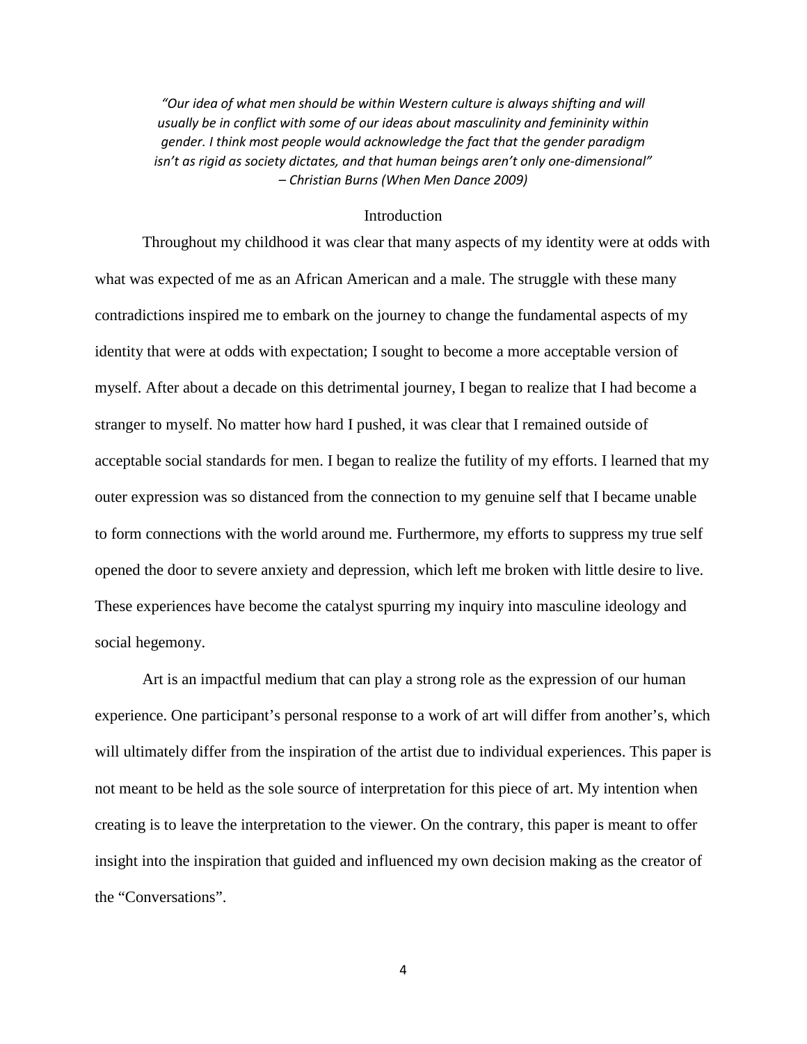*"Our idea of what men should be within Western culture is always shifting and will usually be in conflict with some of our ideas about masculinity and femininity within gender. I think most people would acknowledge the fact that the gender paradigm isn't as rigid as society dictates, and that human beings aren't only one-dimensional" – Christian Burns (When Men Dance 2009)*

## Introduction

Throughout my childhood it was clear that many aspects of my identity were at odds with what was expected of me as an African American and a male. The struggle with these many contradictions inspired me to embark on the journey to change the fundamental aspects of my identity that were at odds with expectation; I sought to become a more acceptable version of myself. After about a decade on this detrimental journey, I began to realize that I had become a stranger to myself. No matter how hard I pushed, it was clear that I remained outside of acceptable social standards for men. I began to realize the futility of my efforts. I learned that my outer expression was so distanced from the connection to my genuine self that I became unable to form connections with the world around me. Furthermore, my efforts to suppress my true self opened the door to severe anxiety and depression, which left me broken with little desire to live. These experiences have become the catalyst spurring my inquiry into masculine ideology and social hegemony.

Art is an impactful medium that can play a strong role as the expression of our human experience. One participant's personal response to a work of art will differ from another's, which will ultimately differ from the inspiration of the artist due to individual experiences. This paper is not meant to be held as the sole source of interpretation for this piece of art. My intention when creating is to leave the interpretation to the viewer. On the contrary, this paper is meant to offer insight into the inspiration that guided and influenced my own decision making as the creator of the "Conversations".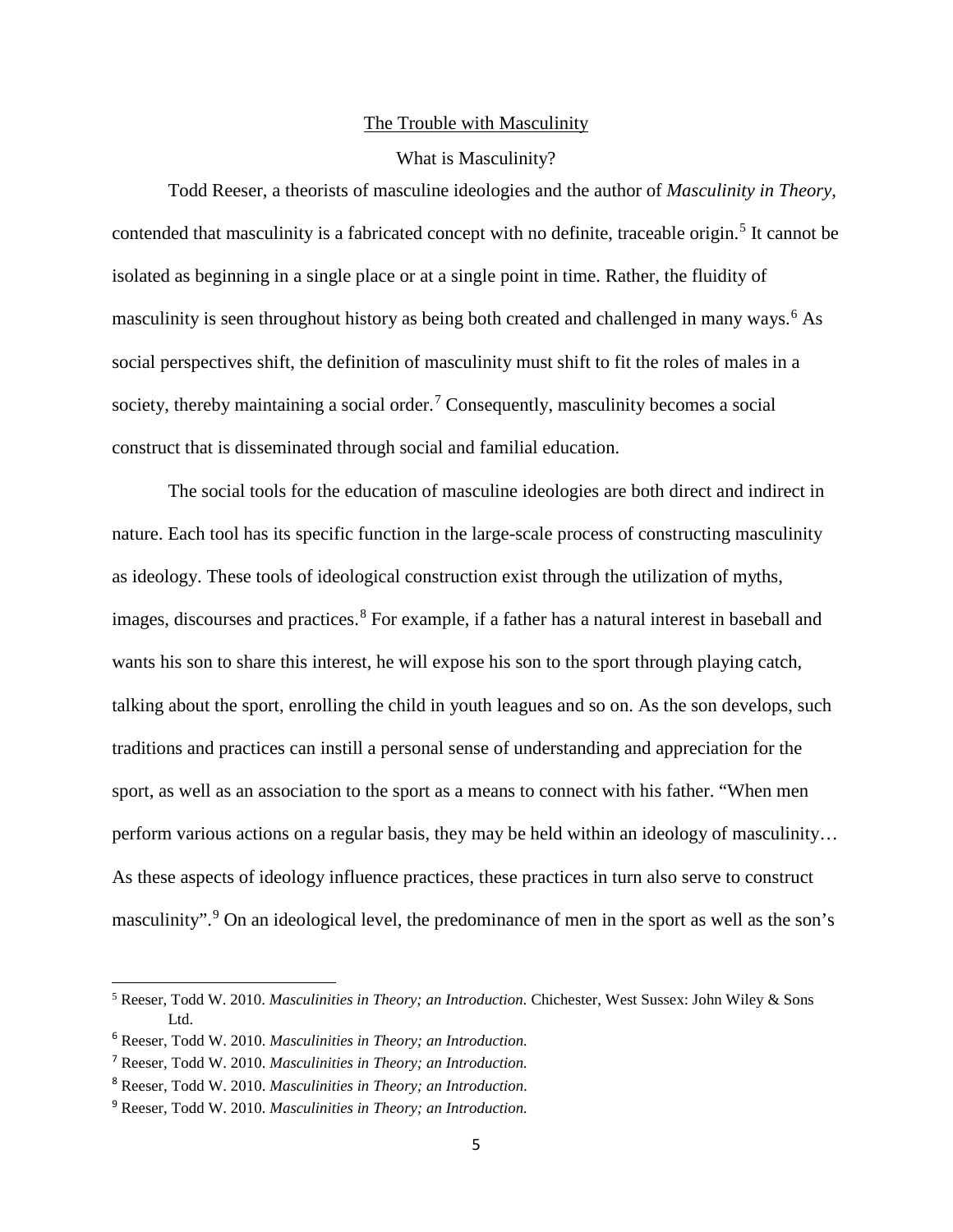# The Trouble with Masculinity

## What is Masculinity?

Todd Reeser, a theorists of masculine ideologies and the author of *Masculinity in Theory*, contended that masculinity is a fabricated concept with no definite, traceable origin.[5] It cannot be isolated as beginning in a single place or at a single point in time. Rather, the fluidity of masculinity is seen throughout history as being both created and challenged in many ways.[6] As social perspectives shift, the definition of masculinity must shift to fit the roles of males in a society, thereby maintaining a social order.[7] Consequently, masculinity becomes a social construct that is disseminated through social and familial education.

The social tools for the education of masculine ideologies are both direct and indirect in nature. Each tool has its specific function in the large-scale process of constructing masculinity as ideology. These tools of ideological construction exist through the utilization of myths, images, discourses and practices.[8] For example, if a father has a natural interest in baseball and wants his son to share this interest, he will expose his son to the sport through playing catch, talking about the sport, enrolling the child in youth leagues and so on. As the son develops, such traditions and practices can instill a personal sense of understanding and appreciation for the sport, as well as an association to the sport as a means to connect with his father. "When men perform various actions on a regular basis, they may be held within an ideology of masculinity… As these aspects of ideology influence practices, these practices in turn also serve to construct masculinity".[9] On an ideological level, the predominance of men in the sport as well as the son's

---

[5] Reeser, Todd W. 2010. *Masculinities in Theory; an Introduction*. Chichester, West Sussex: John Wiley & Sons Ltd.

[6] Reeser, Todd W. 2010. *Masculinities in Theory; an Introduction.*

[7] Reeser, Todd W. 2010. *Masculinities in Theory; an Introduction.*

[8] Reeser, Todd W. 2010. *Masculinities in Theory; an Introduction*.

[9] Reeser, Todd W. 2010. *Masculinities in Theory; an Introduction.*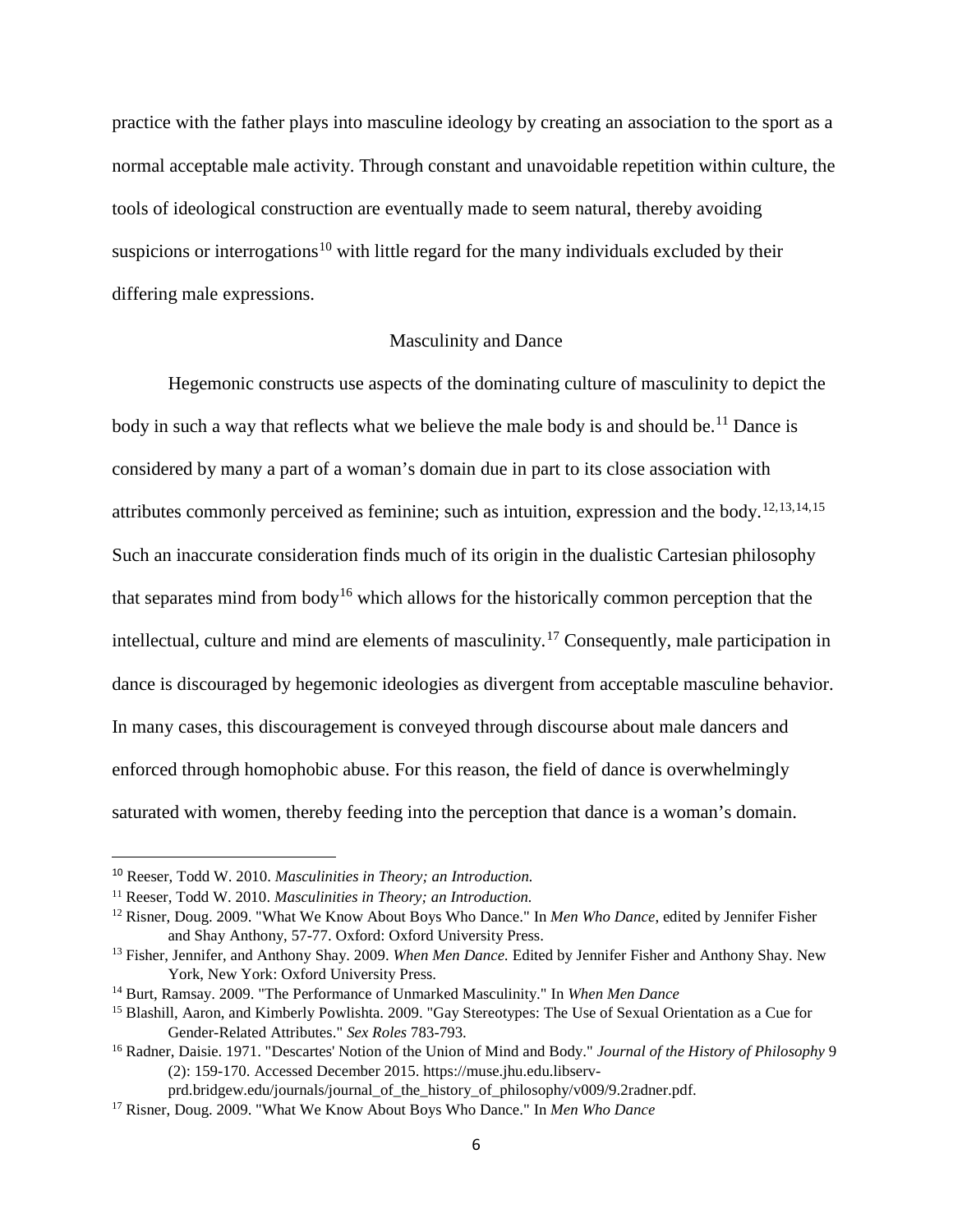practice with the father plays into masculine ideology by creating an association to the sport as a normal acceptable male activity. Through constant and unavoidable repetition within culture, the tools of ideological construction are eventually made to seem natural, thereby avoiding suspicions or interrogations[10] with little regard for the many individuals excluded by their differing male expressions.

## Masculinity and Dance

Hegemonic constructs use aspects of the dominating culture of masculinity to depict the body in such a way that reflects what we believe the male body is and should be.[11] Dance is considered by many a part of a woman's domain due in part to its close association with attributes commonly perceived as feminine; such as intuition, expression and the body.[12,13,14,15] Such an inaccurate consideration finds much of its origin in the dualistic Cartesian philosophy that separates mind from body[16] which allows for the historically common perception that the intellectual, culture and mind are elements of masculinity.[17] Consequently, male participation in dance is discouraged by hegemonic ideologies as divergent from acceptable masculine behavior. In many cases, this discouragement is conveyed through discourse about male dancers and enforced through homophobic abuse. For this reason, the field of dance is overwhelmingly saturated with women, thereby feeding into the perception that dance is a woman's domain.

---

[10] Reeser, Todd W. 2010. *Masculinities in Theory; an Introduction.*

[11] Reeser, Todd W. 2010. *Masculinities in Theory; an Introduction.*

[12] Risner, Doug. 2009. "What We Know About Boys Who Dance." In *Men Who Dance*, edited by Jennifer Fisher and Shay Anthony, 57-77. Oxford: Oxford University Press.

[13] Fisher, Jennifer, and Anthony Shay. 2009. *When Men Dance.* Edited by Jennifer Fisher and Anthony Shay. New York, New York: Oxford University Press.

[14] Burt, Ramsay. 2009. "The Performance of Unmarked Masculinity." In *When Men Dance*

[15] Blashill, Aaron, and Kimberly Powlishta. 2009. "Gay Stereotypes: The Use of Sexual Orientation as a Cue for Gender-Related Attributes." *Sex Roles* 783-793.

[16] Radner, Daisie. 1971. "Descartes' Notion of the Union of Mind and Body." *Journal of the History of Philosophy* 9 (2): 159-170. Accessed December 2015. https://muse.jhu.edu.libserv-prd.bridgew.edu/journals/journal_of_the_history_of_philosophy/v009/9.2radner.pdf.

[17] Risner, Doug. 2009. "What We Know About Boys Who Dance." In *Men Who Dance*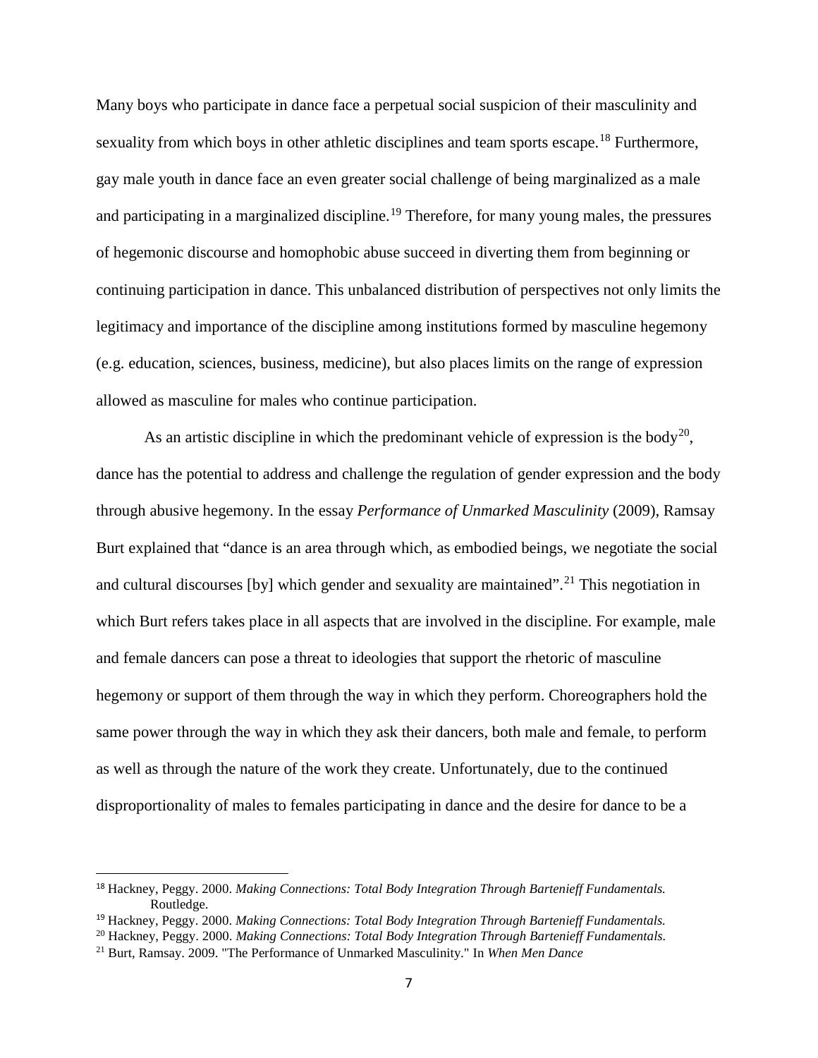Many boys who participate in dance face a perpetual social suspicion of their masculinity and sexuality from which boys in other athletic disciplines and team sports escape.[18] Furthermore, gay male youth in dance face an even greater social challenge of being marginalized as a male and participating in a marginalized discipline.[19] Therefore, for many young males, the pressures of hegemonic discourse and homophobic abuse succeed in diverting them from beginning or continuing participation in dance. This unbalanced distribution of perspectives not only limits the legitimacy and importance of the discipline among institutions formed by masculine hegemony (e.g. education, sciences, business, medicine), but also places limits on the range of expression allowed as masculine for males who continue participation.

As an artistic discipline in which the predominant vehicle of expression is the body[20], dance has the potential to address and challenge the regulation of gender expression and the body through abusive hegemony. In the essay *Performance of Unmarked Masculinity* (2009), Ramsay Burt explained that "dance is an area through which, as embodied beings, we negotiate the social and cultural discourses [by] which gender and sexuality are maintained".[21] This negotiation in which Burt refers takes place in all aspects that are involved in the discipline. For example, male and female dancers can pose a threat to ideologies that support the rhetoric of masculine hegemony or support of them through the way in which they perform. Choreographers hold the same power through the way in which they ask their dancers, both male and female, to perform as well as through the nature of the work they create. Unfortunately, due to the continued disproportionality of males to females participating in dance and the desire for dance to be a

---

[18] Hackney, Peggy. 2000. *Making Connections: Total Body Integration Through Bartenieff Fundamentals.* Routledge.

[19] Hackney, Peggy. 2000. *Making Connections: Total Body Integration Through Bartenieff Fundamentals.*

[20] Hackney, Peggy. 2000. *Making Connections: Total Body Integration Through Bartenieff Fundamentals.*

[21] Burt, Ramsay. 2009. "The Performance of Unmarked Masculinity." In *When Men Dance*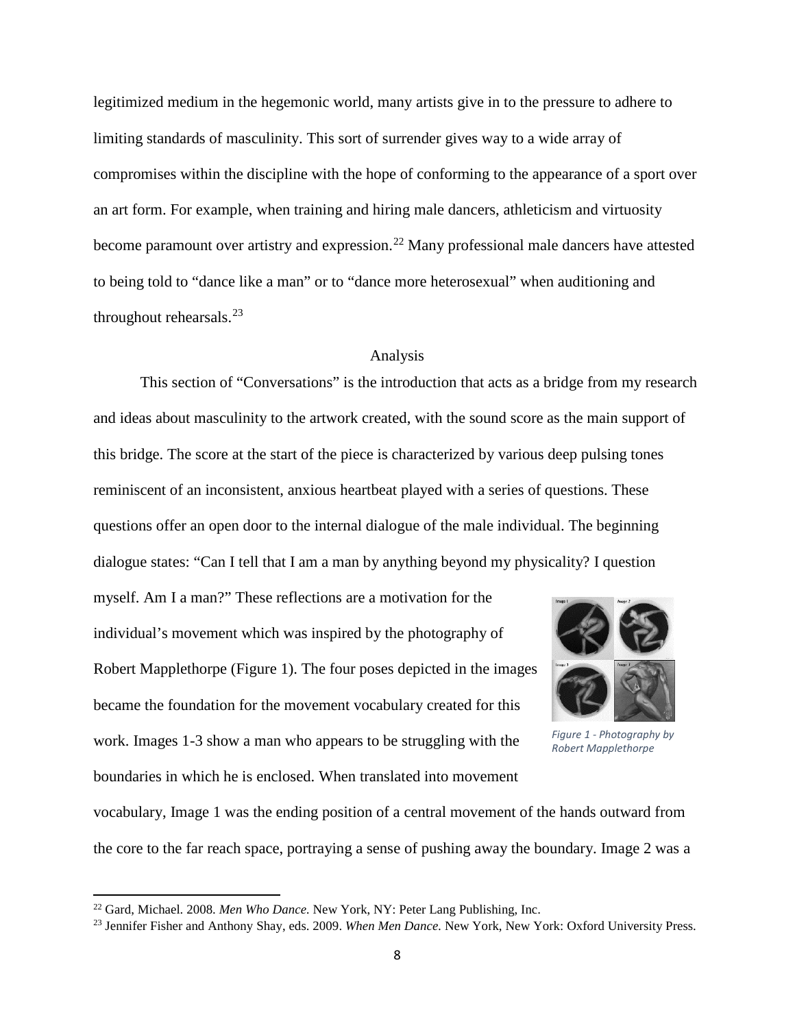legitimized medium in the hegemonic world, many artists give in to the pressure to adhere to limiting standards of masculinity. This sort of surrender gives way to a wide array of compromises within the discipline with the hope of conforming to the appearance of a sport over an art form. For example, when training and hiring male dancers, athleticism and virtuosity become paramount over artistry and expression.[22] Many professional male dancers have attested to being told to "dance like a man" or to "dance more heterosexual" when auditioning and throughout rehearsals.[23]

## Analysis

This section of "Conversations" is the introduction that acts as a bridge from my research and ideas about masculinity to the artwork created, with the sound score as the main support of this bridge. The score at the start of the piece is characterized by various deep pulsing tones reminiscent of an inconsistent, anxious heartbeat played with a series of questions. These questions offer an open door to the internal dialogue of the male individual. The beginning dialogue states: "Can I tell that I am a man by anything beyond my physicality? I question myself. Am I a man?" These reflections are a motivation for the individual's movement which was inspired by the photography of Robert Mapplethorpe (Figure 1). The four poses depicted in the images became the foundation for the movement vocabulary created for this work. Images 1-3 show a man who appears to be struggling with the boundaries in which he is enclosed. When translated into movement vocabulary, Image 1 was the ending position of a central movement of the hands outward from the core to the far reach space, portraying a sense of pushing away the boundary. Image 2 was a

*Figure 1 - Photography by Robert Mapplethorpe*

[22] Gard, Michael. 2008. *Men Who Dance.* New York, NY: Peter Lang Publishing, Inc.

[23] Jennifer Fisher and Anthony Shay, eds. 2009. *When Men Dance.* New York, New York: Oxford University Press.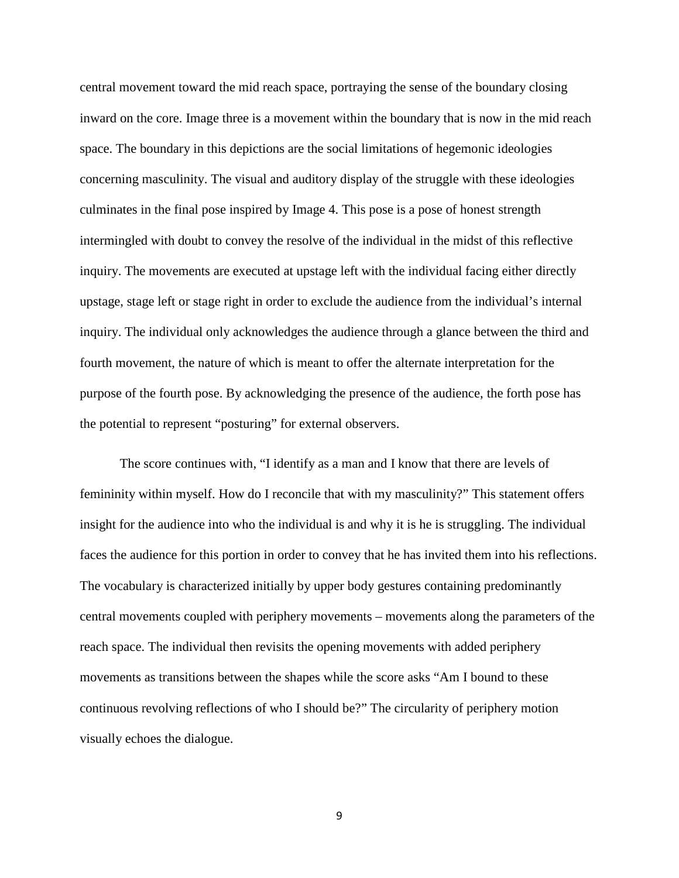central movement toward the mid reach space, portraying the sense of the boundary closing inward on the core. Image three is a movement within the boundary that is now in the mid reach space. The boundary in this depictions are the social limitations of hegemonic ideologies concerning masculinity. The visual and auditory display of the struggle with these ideologies culminates in the final pose inspired by Image 4. This pose is a pose of honest strength intermingled with doubt to convey the resolve of the individual in the midst of this reflective inquiry. The movements are executed at upstage left with the individual facing either directly upstage, stage left or stage right in order to exclude the audience from the individual's internal inquiry. The individual only acknowledges the audience through a glance between the third and fourth movement, the nature of which is meant to offer the alternate interpretation for the purpose of the fourth pose. By acknowledging the presence of the audience, the forth pose has the potential to represent "posturing" for external observers.

The score continues with, "I identify as a man and I know that there are levels of femininity within myself. How do I reconcile that with my masculinity?" This statement offers insight for the audience into who the individual is and why it is he is struggling. The individual faces the audience for this portion in order to convey that he has invited them into his reflections. The vocabulary is characterized initially by upper body gestures containing predominantly central movements coupled with periphery movements – movements along the parameters of the reach space. The individual then revisits the opening movements with added periphery movements as transitions between the shapes while the score asks "Am I bound to these continuous revolving reflections of who I should be?" The circularity of periphery motion visually echoes the dialogue.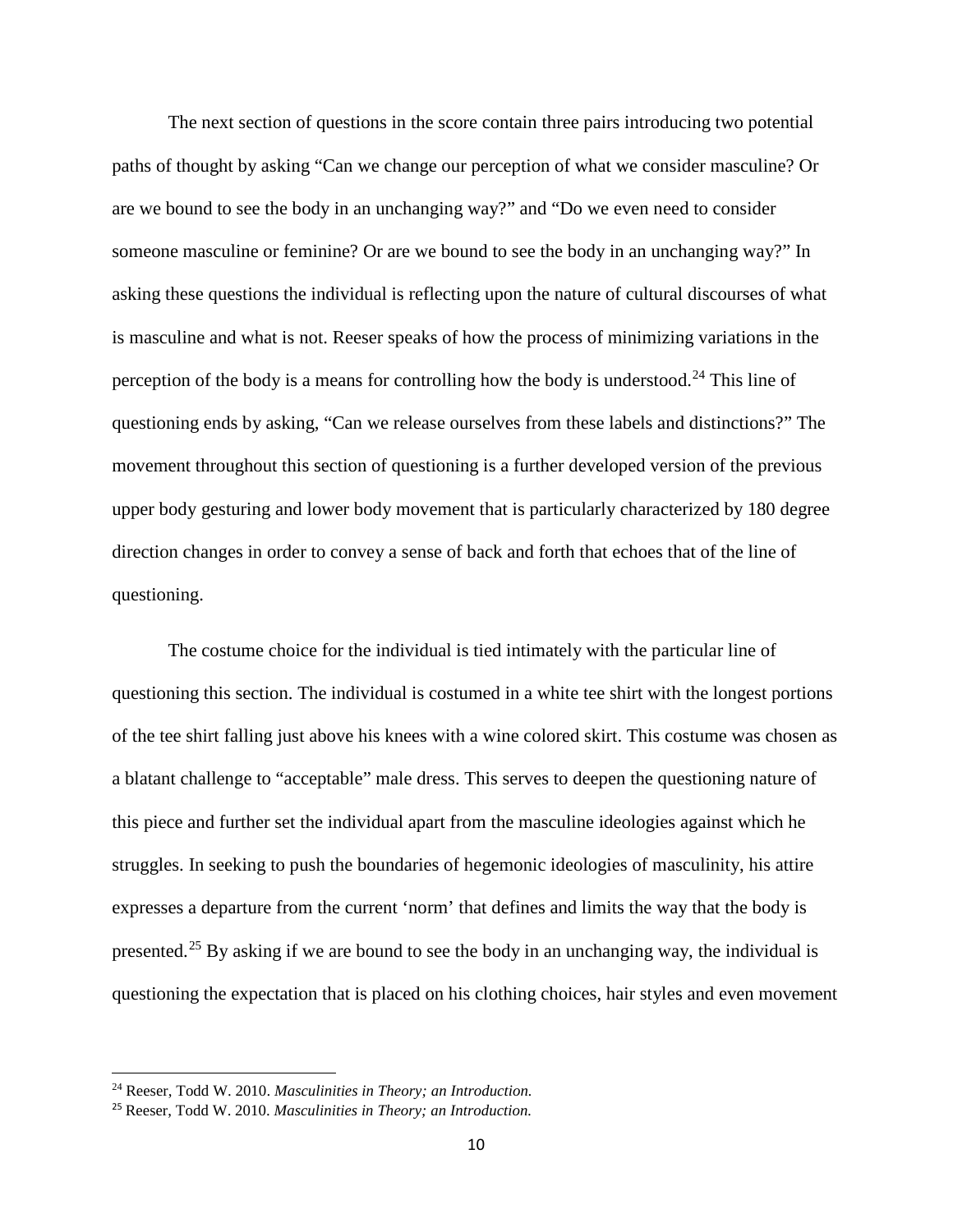The next section of questions in the score contain three pairs introducing two potential paths of thought by asking "Can we change our perception of what we consider masculine? Or are we bound to see the body in an unchanging way?" and "Do we even need to consider someone masculine or feminine? Or are we bound to see the body in an unchanging way?" In asking these questions the individual is reflecting upon the nature of cultural discourses of what is masculine and what is not. Reeser speaks of how the process of minimizing variations in the perception of the body is a means for controlling how the body is understood.[24] This line of questioning ends by asking, "Can we release ourselves from these labels and distinctions?" The movement throughout this section of questioning is a further developed version of the previous upper body gesturing and lower body movement that is particularly characterized by 180 degree direction changes in order to convey a sense of back and forth that echoes that of the line of questioning.

The costume choice for the individual is tied intimately with the particular line of questioning this section. The individual is costumed in a white tee shirt with the longest portions of the tee shirt falling just above his knees with a wine colored skirt. This costume was chosen as a blatant challenge to "acceptable" male dress. This serves to deepen the questioning nature of this piece and further set the individual apart from the masculine ideologies against which he struggles. In seeking to push the boundaries of hegemonic ideologies of masculinity, his attire expresses a departure from the current 'norm' that defines and limits the way that the body is presented.[25] By asking if we are bound to see the body in an unchanging way, the individual is questioning the expectation that is placed on his clothing choices, hair styles and even movement

---

[24] Reeser, Todd W. 2010. *Masculinities in Theory; an Introduction.*

[25] Reeser, Todd W. 2010. *Masculinities in Theory; an Introduction.*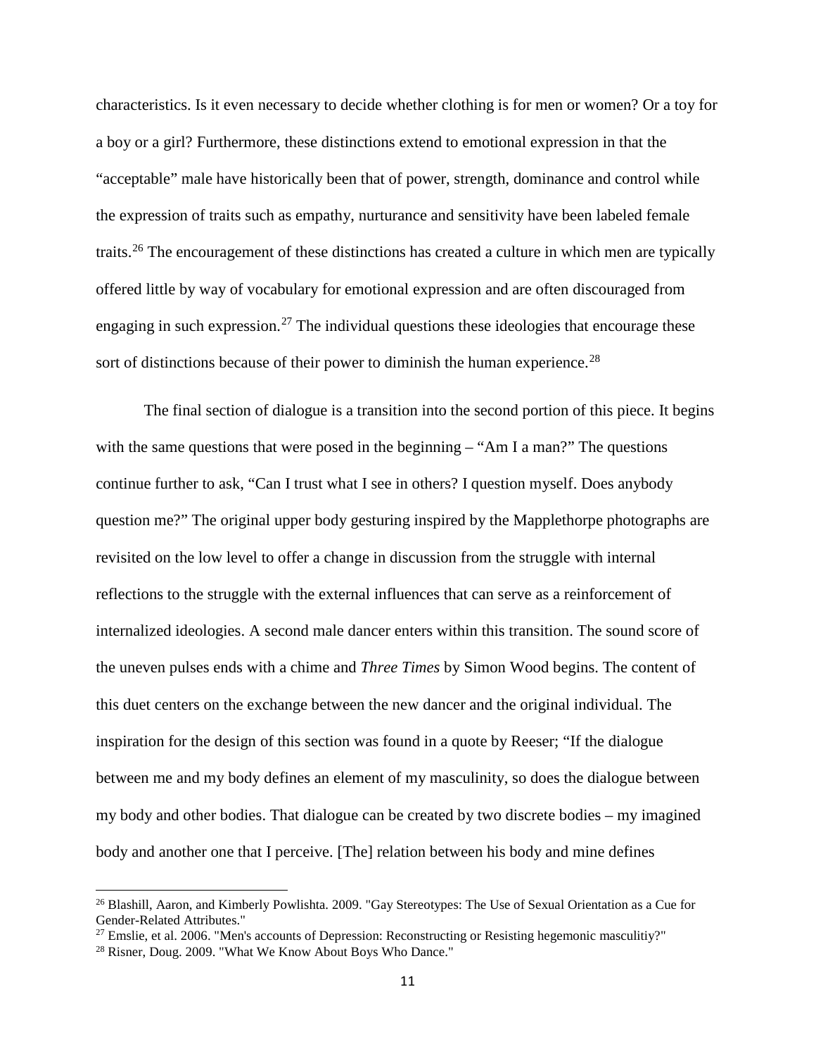characteristics. Is it even necessary to decide whether clothing is for men or women? Or a toy for a boy or a girl? Furthermore, these distinctions extend to emotional expression in that the "acceptable" male have historically been that of power, strength, dominance and control while the expression of traits such as empathy, nurturance and sensitivity have been labeled female traits.[26] The encouragement of these distinctions has created a culture in which men are typically offered little by way of vocabulary for emotional expression and are often discouraged from engaging in such expression.[27] The individual questions these ideologies that encourage these sort of distinctions because of their power to diminish the human experience.[28]

The final section of dialogue is a transition into the second portion of this piece. It begins with the same questions that were posed in the beginning – "Am I a man?" The questions continue further to ask, "Can I trust what I see in others? I question myself. Does anybody question me?" The original upper body gesturing inspired by the Mapplethorpe photographs are revisited on the low level to offer a change in discussion from the struggle with internal reflections to the struggle with the external influences that can serve as a reinforcement of internalized ideologies. A second male dancer enters within this transition. The sound score of the uneven pulses ends with a chime and *Three Times* by Simon Wood begins. The content of this duet centers on the exchange between the new dancer and the original individual. The inspiration for the design of this section was found in a quote by Reeser; "If the dialogue between me and my body defines an element of my masculinity, so does the dialogue between my body and other bodies. That dialogue can be created by two discrete bodies – my imagined body and another one that I perceive. [The] relation between his body and mine defines

[26] Blashill, Aaron, and Kimberly Powlishta. 2009. "Gay Stereotypes: The Use of Sexual Orientation as a Cue for Gender-Related Attributes."

[27] Emslie, et al. 2006. "Men's accounts of Depression: Reconstructing or Resisting hegemonic masculitiy?"

[28] Risner, Doug. 2009. "What We Know About Boys Who Dance."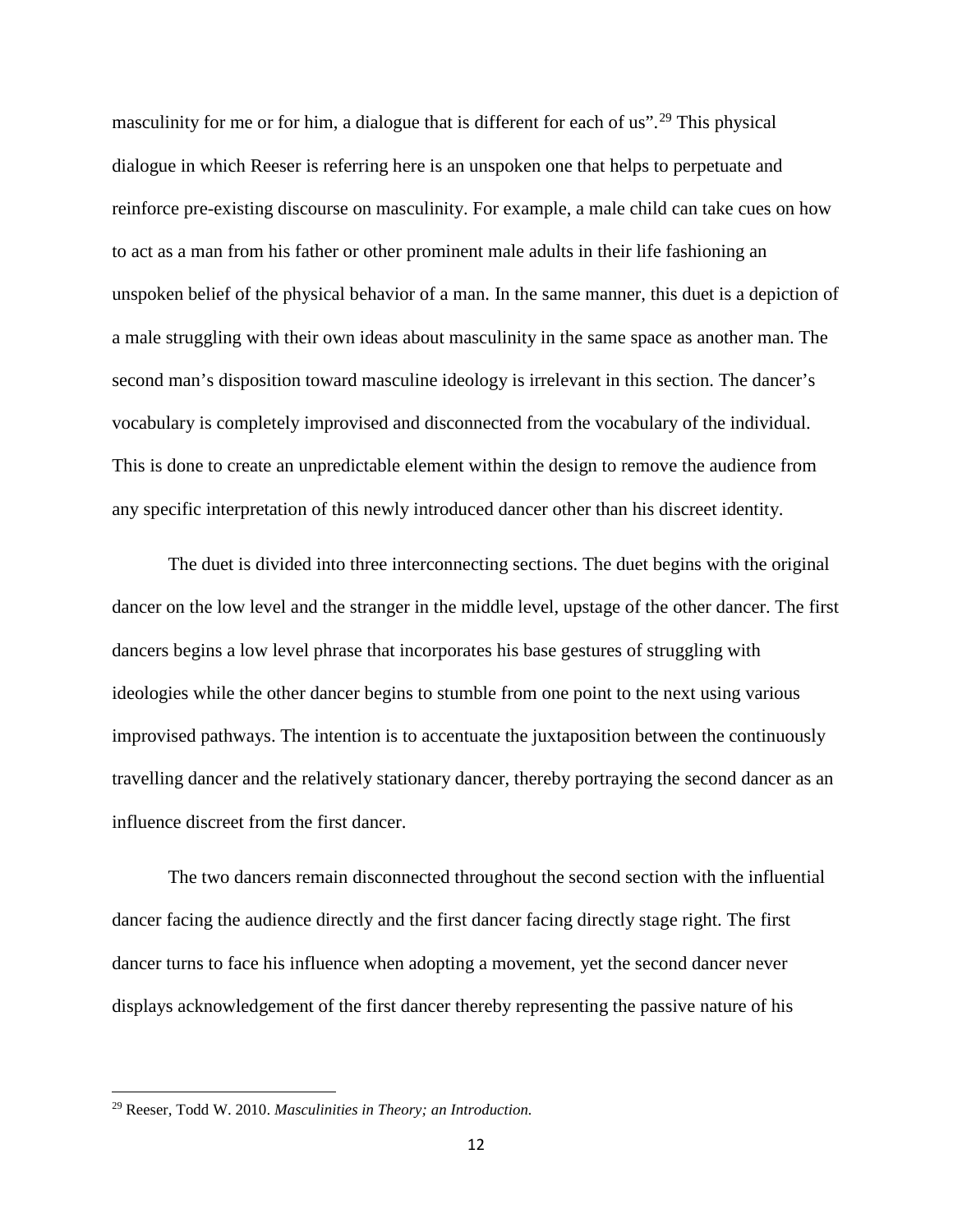masculinity for me or for him, a dialogue that is different for each of us".[29] This physical dialogue in which Reeser is referring here is an unspoken one that helps to perpetuate and reinforce pre-existing discourse on masculinity. For example, a male child can take cues on how to act as a man from his father or other prominent male adults in their life fashioning an unspoken belief of the physical behavior of a man. In the same manner, this duet is a depiction of a male struggling with their own ideas about masculinity in the same space as another man. The second man's disposition toward masculine ideology is irrelevant in this section. The dancer's vocabulary is completely improvised and disconnected from the vocabulary of the individual. This is done to create an unpredictable element within the design to remove the audience from any specific interpretation of this newly introduced dancer other than his discreet identity.

The duet is divided into three interconnecting sections. The duet begins with the original dancer on the low level and the stranger in the middle level, upstage of the other dancer. The first dancers begins a low level phrase that incorporates his base gestures of struggling with ideologies while the other dancer begins to stumble from one point to the next using various improvised pathways. The intention is to accentuate the juxtaposition between the continuously travelling dancer and the relatively stationary dancer, thereby portraying the second dancer as an influence discreet from the first dancer.

The two dancers remain disconnected throughout the second section with the influential dancer facing the audience directly and the first dancer facing directly stage right. The first dancer turns to face his influence when adopting a movement, yet the second dancer never displays acknowledgement of the first dancer thereby representing the passive nature of his

---

[29] Reeser, Todd W. 2010. *Masculinities in Theory; an Introduction.*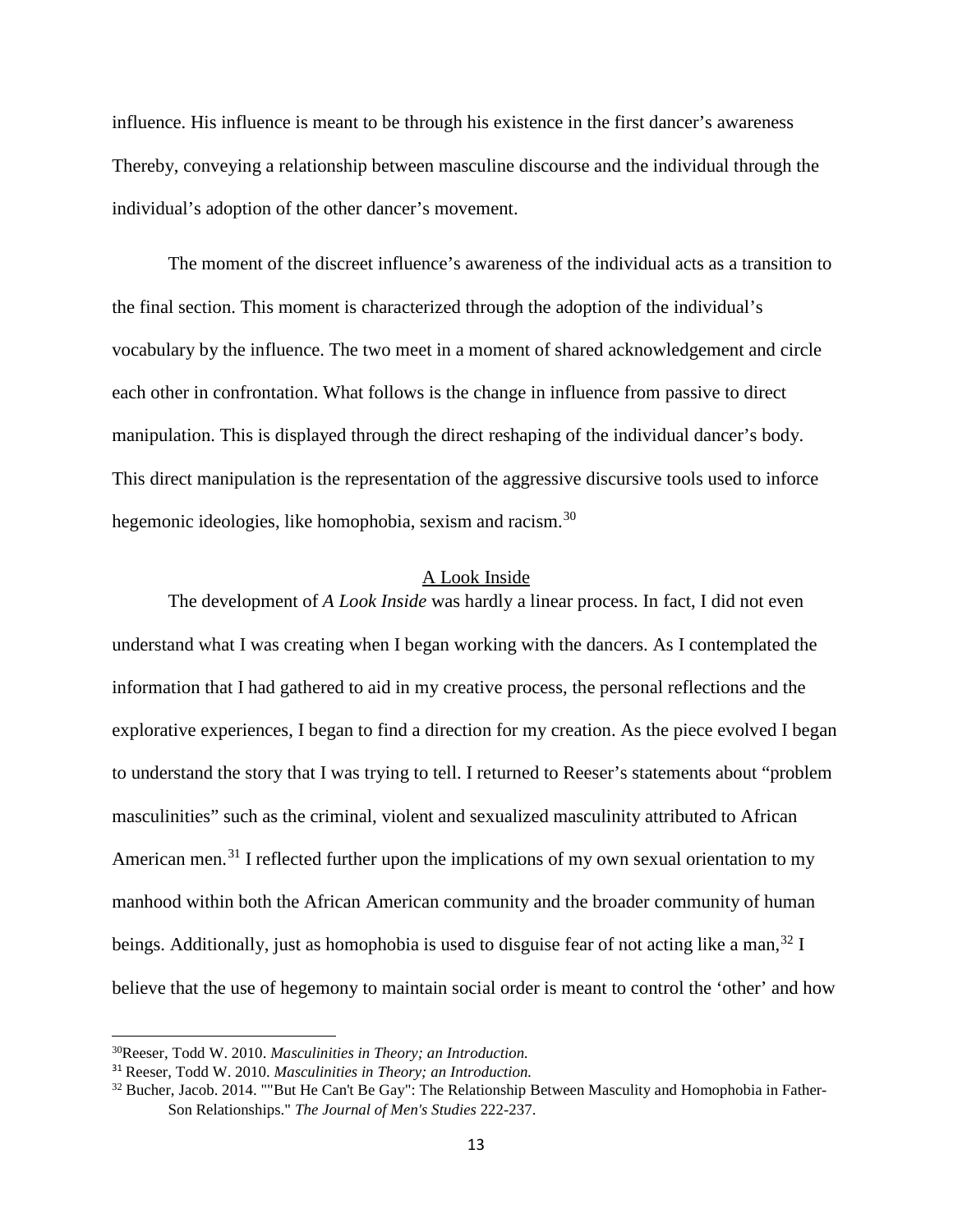influence. His influence is meant to be through his existence in the first dancer's awareness Thereby, conveying a relationship between masculine discourse and the individual through the individual's adoption of the other dancer's movement.

The moment of the discreet influence's awareness of the individual acts as a transition to the final section. This moment is characterized through the adoption of the individual's vocabulary by the influence. The two meet in a moment of shared acknowledgement and circle each other in confrontation. What follows is the change in influence from passive to direct manipulation. This is displayed through the direct reshaping of the individual dancer's body. This direct manipulation is the representation of the aggressive discursive tools used to inforce hegemonic ideologies, like homophobia, sexism and racism.[30]

## A Look Inside

The development of *A Look Inside* was hardly a linear process. In fact, I did not even understand what I was creating when I began working with the dancers. As I contemplated the information that I had gathered to aid in my creative process, the personal reflections and the explorative experiences, I began to find a direction for my creation. As the piece evolved I began to understand the story that I was trying to tell. I returned to Reeser's statements about "problem masculinities" such as the criminal, violent and sexualized masculinity attributed to African American men.[31] I reflected further upon the implications of my own sexual orientation to my manhood within both the African American community and the broader community of human beings. Additionally, just as homophobia is used to disguise fear of not acting like a man,[32] I believe that the use of hegemony to maintain social order is meant to control the 'other' and how

---

[30] Reeser, Todd W. 2010. *Masculinities in Theory; an Introduction.*

[31] Reeser, Todd W. 2010. *Masculinities in Theory; an Introduction.*

[32] Bucher, Jacob. 2014. ""But He Can't Be Gay": The Relationship Between Masculity and Homophobia in Father-Son Relationships." *The Journal of Men's Studies* 222-237.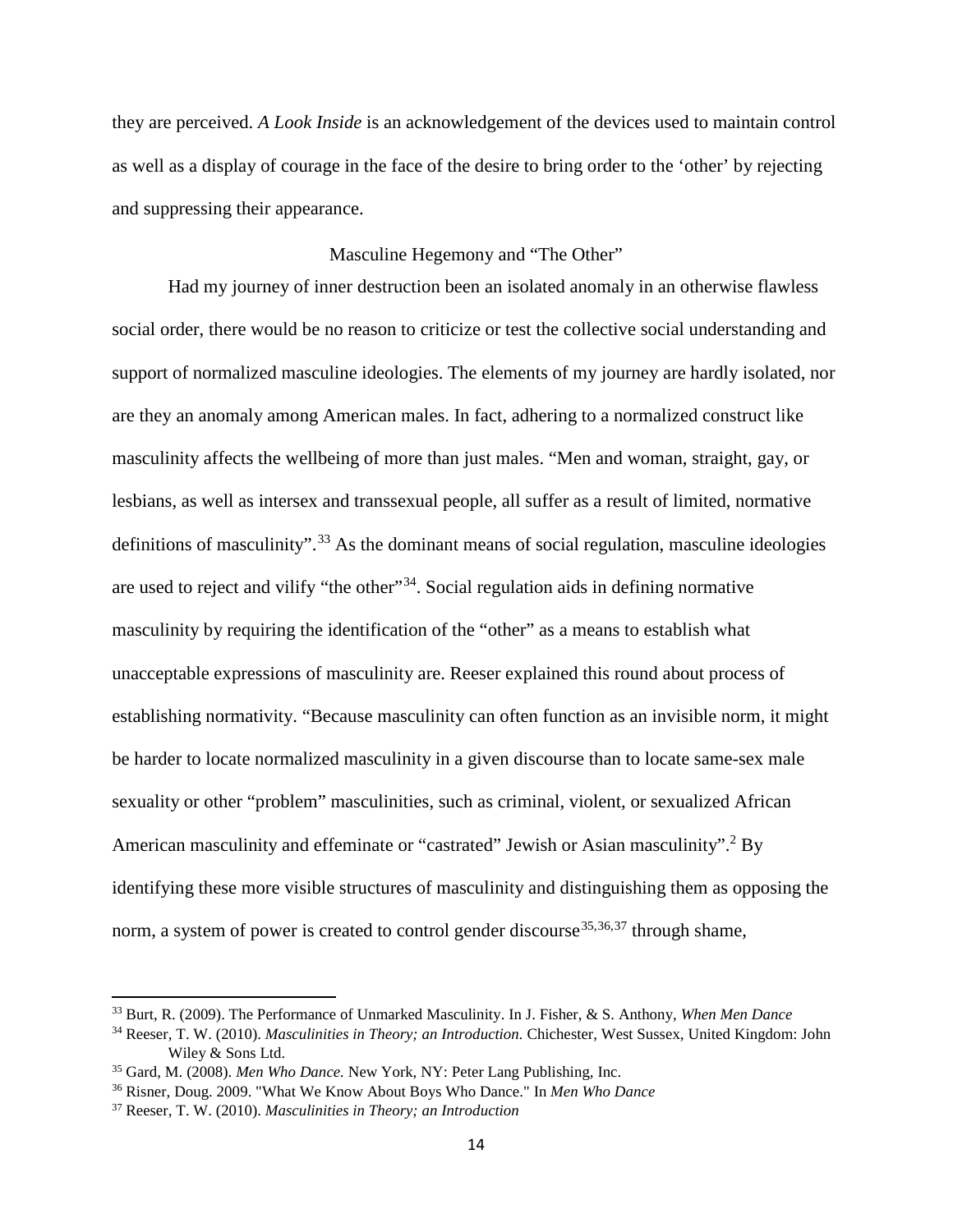they are perceived. *A Look Inside* is an acknowledgement of the devices used to maintain control as well as a display of courage in the face of the desire to bring order to the 'other' by rejecting and suppressing their appearance.

### Masculine Hegemony and "The Other"

Had my journey of inner destruction been an isolated anomaly in an otherwise flawless social order, there would be no reason to criticize or test the collective social understanding and support of normalized masculine ideologies. The elements of my journey are hardly isolated, nor are they an anomaly among American males. In fact, adhering to a normalized construct like masculinity affects the wellbeing of more than just males. "Men and woman, straight, gay, or lesbians, as well as intersex and transsexual people, all suffer as a result of limited, normative definitions of masculinity".[33] As the dominant means of social regulation, masculine ideologies are used to reject and vilify "the other"[34]. Social regulation aids in defining normative masculinity by requiring the identification of the "other" as a means to establish what unacceptable expressions of masculinity are. Reeser explained this round about process of establishing normativity. "Because masculinity can often function as an invisible norm, it might be harder to locate normalized masculinity in a given discourse than to locate same-sex male sexuality or other "problem" masculinities, such as criminal, violent, or sexualized African American masculinity and effeminate or "castrated" Jewish or Asian masculinity".[2] By identifying these more visible structures of masculinity and distinguishing them as opposing the norm, a system of power is created to control gender discourse[35,36,37] through shame,

---

[33] Burt, R. (2009). The Performance of Unmarked Masculinity. In J. Fisher, & S. Anthony, *When Men Dance*

[34] Reeser, T. W. (2010). *Masculinities in Theory; an Introduction.* Chichester, West Sussex, United Kingdom: John Wiley & Sons Ltd.

[35] Gard, M. (2008). *Men Who Dance.* New York, NY: Peter Lang Publishing, Inc.

[36] Risner, Doug. 2009. "What We Know About Boys Who Dance." In *Men Who Dance*

[37] Reeser, T. W. (2010). *Masculinities in Theory; an Introduction*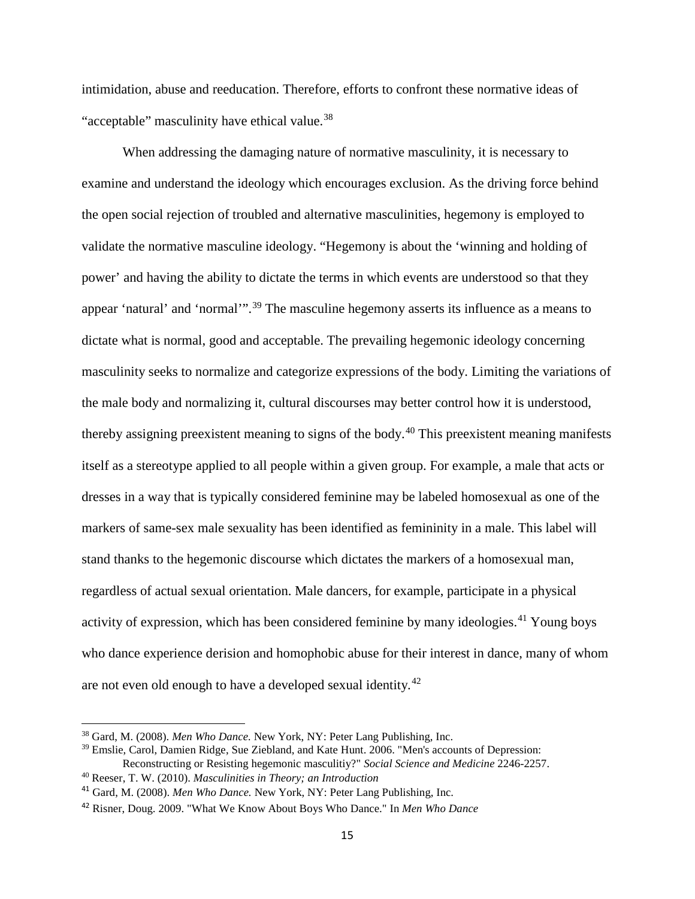intimidation, abuse and reeducation. Therefore, efforts to confront these normative ideas of "acceptable" masculinity have ethical value.[38]

When addressing the damaging nature of normative masculinity, it is necessary to examine and understand the ideology which encourages exclusion. As the driving force behind the open social rejection of troubled and alternative masculinities, hegemony is employed to validate the normative masculine ideology. "Hegemony is about the 'winning and holding of power' and having the ability to dictate the terms in which events are understood so that they appear 'natural' and 'normal'".[39] The masculine hegemony asserts its influence as a means to dictate what is normal, good and acceptable. The prevailing hegemonic ideology concerning masculinity seeks to normalize and categorize expressions of the body. Limiting the variations of the male body and normalizing it, cultural discourses may better control how it is understood, thereby assigning preexistent meaning to signs of the body.[40] This preexistent meaning manifests itself as a stereotype applied to all people within a given group. For example, a male that acts or dresses in a way that is typically considered feminine may be labeled homosexual as one of the markers of same-sex male sexuality has been identified as femininity in a male. This label will stand thanks to the hegemonic discourse which dictates the markers of a homosexual man, regardless of actual sexual orientation. Male dancers, for example, participate in a physical activity of expression, which has been considered feminine by many ideologies.[41] Young boys who dance experience derision and homophobic abuse for their interest in dance, many of whom are not even old enough to have a developed sexual identity.[42]

---

[38] Gard, M. (2008). *Men Who Dance*. New York, NY: Peter Lang Publishing, Inc.

[39] Emslie, Carol, Damien Ridge, Sue Ziebland, and Kate Hunt. 2006. "Men's accounts of Depression: Reconstructing or Resisting hegemonic masculitiy?" *Social Science and Medicine* 2246-2257.

[40] Reeser, T. W. (2010). *Masculinities in Theory; an Introduction*

[41] Gard, M. (2008). *Men Who Dance.* New York, NY: Peter Lang Publishing, Inc.

[42] Risner, Doug. 2009. "What We Know About Boys Who Dance." In *Men Who Dance*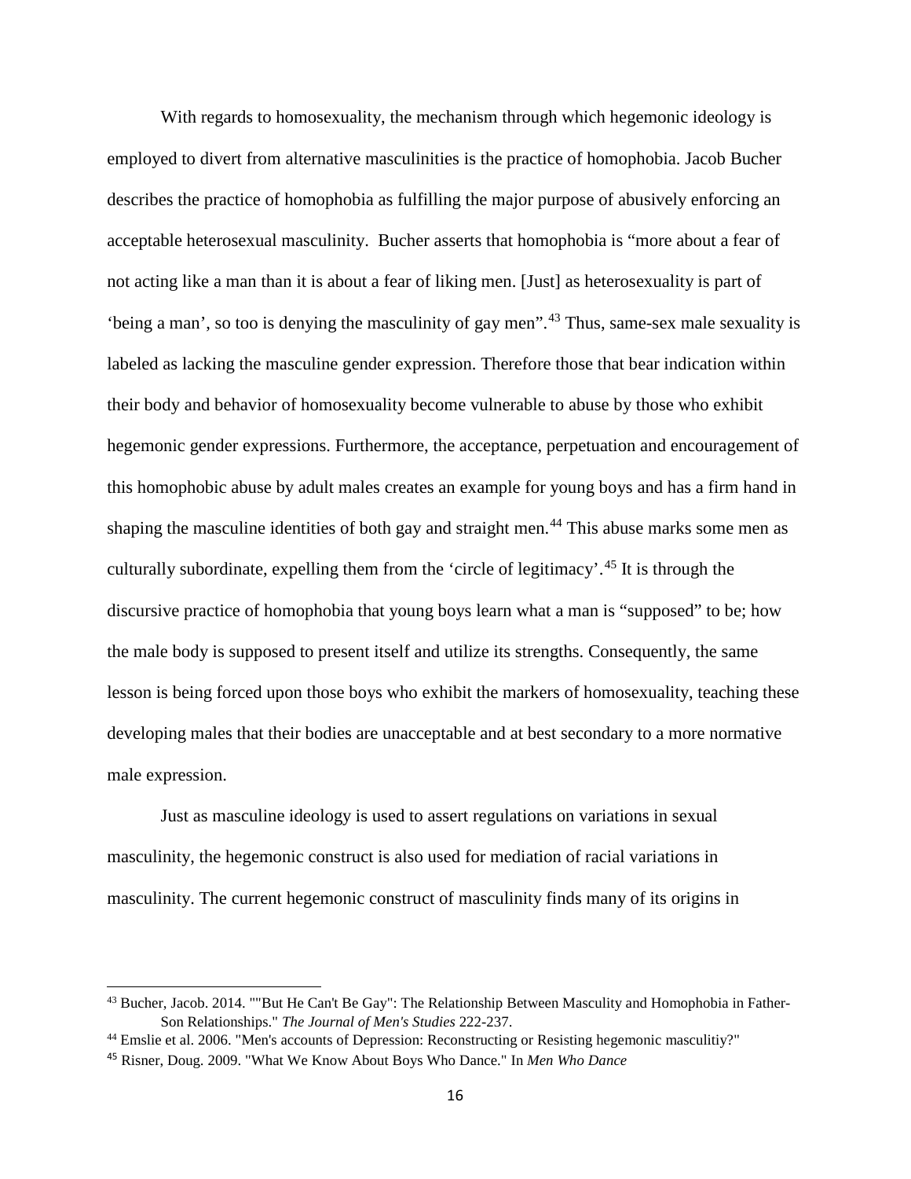With regards to homosexuality, the mechanism through which hegemonic ideology is employed to divert from alternative masculinities is the practice of homophobia. Jacob Bucher describes the practice of homophobia as fulfilling the major purpose of abusively enforcing an acceptable heterosexual masculinity. Bucher asserts that homophobia is "more about a fear of not acting like a man than it is about a fear of liking men. [Just] as heterosexuality is part of 'being a man', so too is denying the masculinity of gay men".[43] Thus, same-sex male sexuality is labeled as lacking the masculine gender expression. Therefore those that bear indication within their body and behavior of homosexuality become vulnerable to abuse by those who exhibit hegemonic gender expressions. Furthermore, the acceptance, perpetuation and encouragement of this homophobic abuse by adult males creates an example for young boys and has a firm hand in shaping the masculine identities of both gay and straight men.[44] This abuse marks some men as culturally subordinate, expelling them from the 'circle of legitimacy'.[45] It is through the discursive practice of homophobia that young boys learn what a man is "supposed" to be; how the male body is supposed to present itself and utilize its strengths. Consequently, the same lesson is being forced upon those boys who exhibit the markers of homosexuality, teaching these developing males that their bodies are unacceptable and at best secondary to a more normative male expression.

Just as masculine ideology is used to assert regulations on variations in sexual masculinity, the hegemonic construct is also used for mediation of racial variations in masculinity. The current hegemonic construct of masculinity finds many of its origins in

---

[43] Bucher, Jacob. 2014. ""But He Can't Be Gay": The Relationship Between Masculity and Homophobia in Father-Son Relationships." *The Journal of Men's Studies* 222-237.

[44] Emslie et al. 2006. "Men's accounts of Depression: Reconstructing or Resisting hegemonic masculitiy?"

[45] Risner, Doug. 2009. "What We Know About Boys Who Dance." In *Men Who Dance*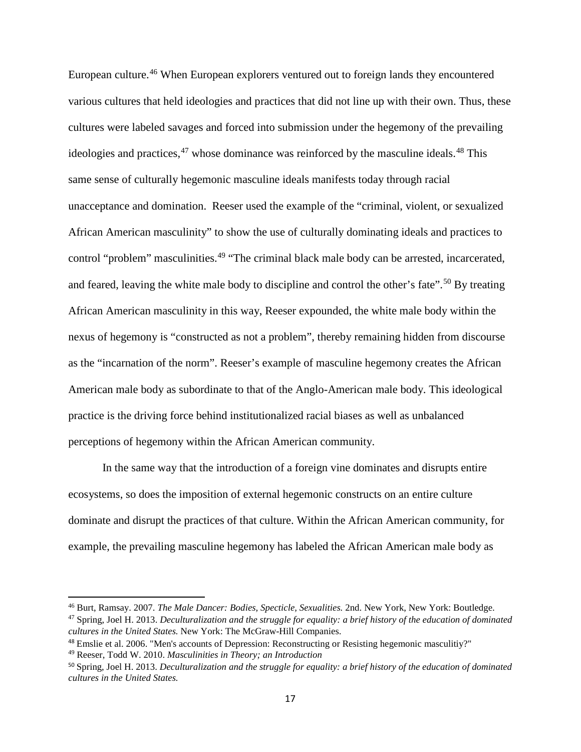European culture.[46] When European explorers ventured out to foreign lands they encountered various cultures that held ideologies and practices that did not line up with their own. Thus, these cultures were labeled savages and forced into submission under the hegemony of the prevailing ideologies and practices,[47] whose dominance was reinforced by the masculine ideals.[48] This same sense of culturally hegemonic masculine ideals manifests today through racial unacceptance and domination. Reeser used the example of the "criminal, violent, or sexualized African American masculinity" to show the use of culturally dominating ideals and practices to control "problem" masculinities.[49] "The criminal black male body can be arrested, incarcerated, and feared, leaving the white male body to discipline and control the other's fate".[50] By treating African American masculinity in this way, Reeser expounded, the white male body within the nexus of hegemony is "constructed as not a problem", thereby remaining hidden from discourse as the "incarnation of the norm". Reeser's example of masculine hegemony creates the African American male body as subordinate to that of the Anglo-American male body. This ideological practice is the driving force behind institutionalized racial biases as well as unbalanced perceptions of hegemony within the African American community.

In the same way that the introduction of a foreign vine dominates and disrupts entire ecosystems, so does the imposition of external hegemonic constructs on an entire culture dominate and disrupt the practices of that culture. Within the African American community, for example, the prevailing masculine hegemony has labeled the African American male body as

---

[46] Burt, Ramsay. 2007. *The Male Dancer: Bodies, Specticle, Sexualities.* 2nd. New York, New York: Boutledge.

[47] Spring, Joel H. 2013. *Deculturalization and the struggle for equality: a brief history of the education of dominated cultures in the United States.* New York: The McGraw-Hill Companies.

[48] Emslie et al. 2006. "Men's accounts of Depression: Reconstructing or Resisting hegemonic masculitiy?"

[49] Reeser, Todd W. 2010. *Masculinities in Theory; an Introduction*

[50] Spring, Joel H. 2013. *Deculturalization and the struggle for equality: a brief history of the education of dominated cultures in the United States.*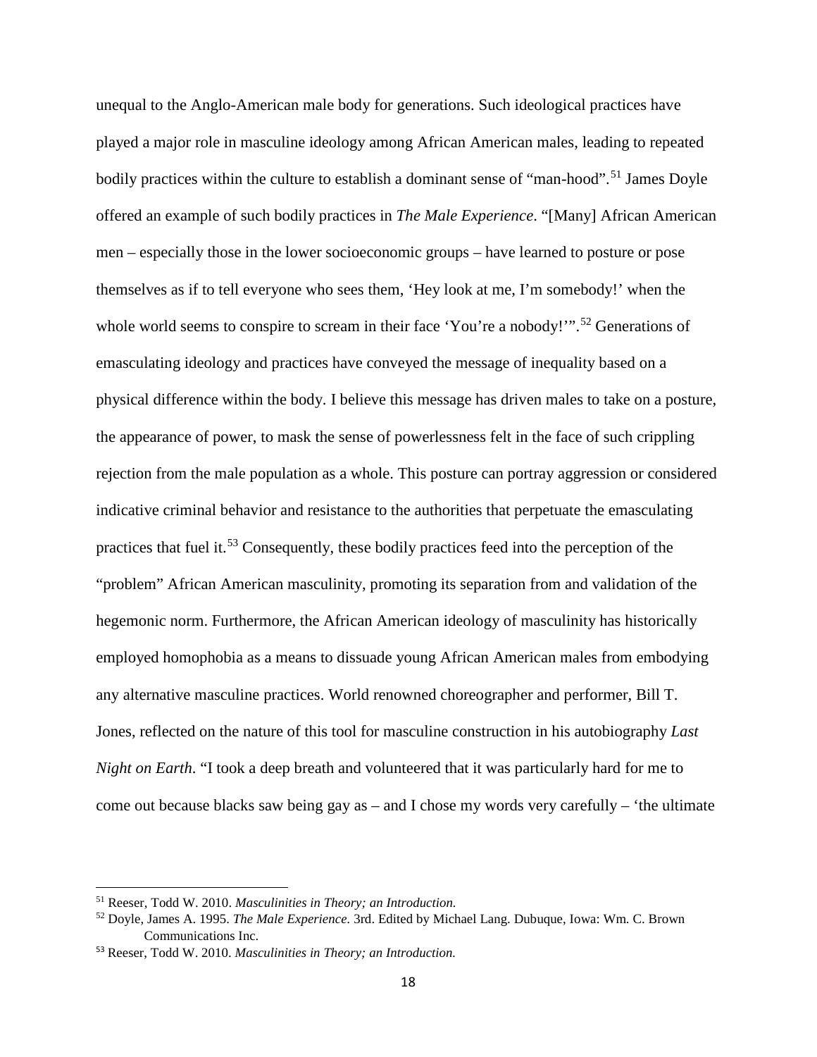unequal to the Anglo-American male body for generations. Such ideological practices have played a major role in masculine ideology among African American males, leading to repeated bodily practices within the culture to establish a dominant sense of "man-hood".[51] James Doyle offered an example of such bodily practices in *The Male Experience*. "[Many] African American men – especially those in the lower socioeconomic groups – have learned to posture or pose themselves as if to tell everyone who sees them, 'Hey look at me, I'm somebody!' when the whole world seems to conspire to scream in their face 'You're a nobody!'".[52] Generations of emasculating ideology and practices have conveyed the message of inequality based on a physical difference within the body. I believe this message has driven males to take on a posture, the appearance of power, to mask the sense of powerlessness felt in the face of such crippling rejection from the male population as a whole. This posture can portray aggression or considered indicative criminal behavior and resistance to the authorities that perpetuate the emasculating practices that fuel it.[53] Consequently, these bodily practices feed into the perception of the "problem" African American masculinity, promoting its separation from and validation of the hegemonic norm. Furthermore, the African American ideology of masculinity has historically employed homophobia as a means to dissuade young African American males from embodying any alternative masculine practices. World renowned choreographer and performer, Bill T. Jones, reflected on the nature of this tool for masculine construction in his autobiography *Last Night on Earth*. "I took a deep breath and volunteered that it was particularly hard for me to come out because blacks saw being gay as – and I chose my words very carefully – 'the ultimate

---

[51] Reeser, Todd W. 2010. *Masculinities in Theory; an Introduction.*

[52] Doyle, James A. 1995. *The Male Experience.* 3rd. Edited by Michael Lang. Dubuque, Iowa: Wm. C. Brown Communications Inc.

[53] Reeser, Todd W. 2010. *Masculinities in Theory; an Introduction.*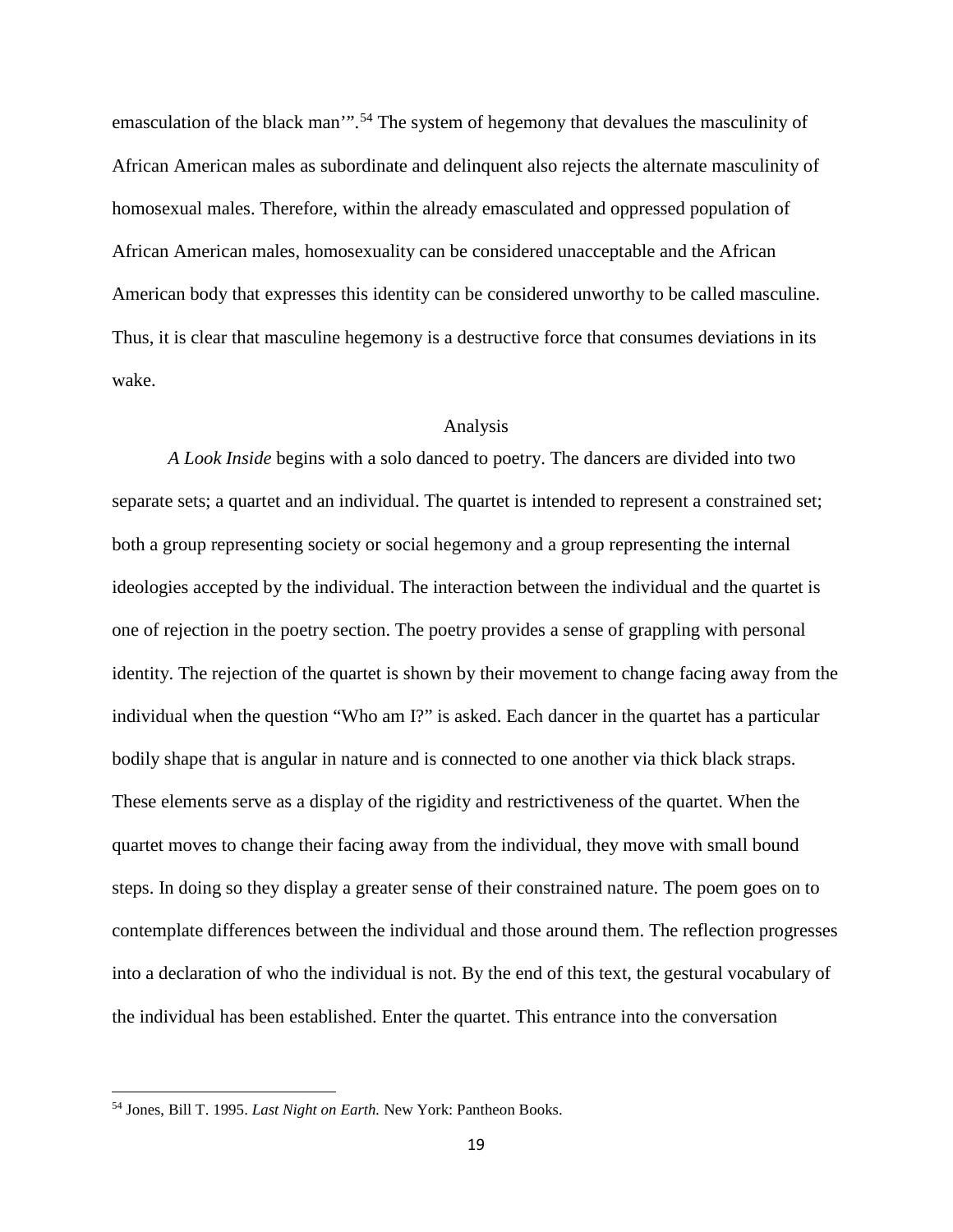emasculation of the black man'".[54] The system of hegemony that devalues the masculinity of African American males as subordinate and delinquent also rejects the alternate masculinity of homosexual males. Therefore, within the already emasculated and oppressed population of African American males, homosexuality can be considered unacceptable and the African American body that expresses this identity can be considered unworthy to be called masculine. Thus, it is clear that masculine hegemony is a destructive force that consumes deviations in its wake.

## Analysis

*A Look Inside* begins with a solo danced to poetry. The dancers are divided into two separate sets; a quartet and an individual. The quartet is intended to represent a constrained set; both a group representing society or social hegemony and a group representing the internal ideologies accepted by the individual. The interaction between the individual and the quartet is one of rejection in the poetry section. The poetry provides a sense of grappling with personal identity. The rejection of the quartet is shown by their movement to change facing away from the individual when the question "Who am I?" is asked. Each dancer in the quartet has a particular bodily shape that is angular in nature and is connected to one another via thick black straps. These elements serve as a display of the rigidity and restrictiveness of the quartet. When the quartet moves to change their facing away from the individual, they move with small bound steps. In doing so they display a greater sense of their constrained nature. The poem goes on to contemplate differences between the individual and those around them. The reflection progresses into a declaration of who the individual is not. By the end of this text, the gestural vocabulary of the individual has been established. Enter the quartet. This entrance into the conversation

---

[54] Jones, Bill T. 1995. *Last Night on Earth.* New York: Pantheon Books.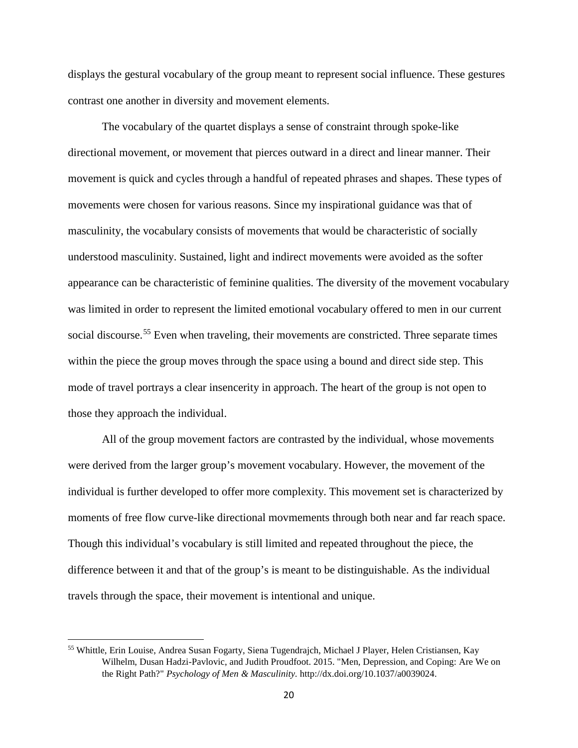displays the gestural vocabulary of the group meant to represent social influence. These gestures contrast one another in diversity and movement elements.

The vocabulary of the quartet displays a sense of constraint through spoke-like directional movement, or movement that pierces outward in a direct and linear manner. Their movement is quick and cycles through a handful of repeated phrases and shapes. These types of movements were chosen for various reasons. Since my inspirational guidance was that of masculinity, the vocabulary consists of movements that would be characteristic of socially understood masculinity. Sustained, light and indirect movements were avoided as the softer appearance can be characteristic of feminine qualities. The diversity of the movement vocabulary was limited in order to represent the limited emotional vocabulary offered to men in our current social discourse.[55] Even when traveling, their movements are constricted. Three separate times within the piece the group moves through the space using a bound and direct side step. This mode of travel portrays a clear insencerity in approach. The heart of the group is not open to those they approach the individual.

All of the group movement factors are contrasted by the individual, whose movements were derived from the larger group's movement vocabulary. However, the movement of the individual is further developed to offer more complexity. This movement set is characterized by moments of free flow curve-like directional movmements through both near and far reach space. Though this individual's vocabulary is still limited and repeated throughout the piece, the difference between it and that of the group's is meant to be distinguishable. As the individual travels through the space, their movement is intentional and unique.

[55] Whittle, Erin Louise, Andrea Susan Fogarty, Siena Tugendrajch, Michael J Player, Helen Cristiansen, Kay Wilhelm, Dusan Hadzi-Pavlovic, and Judith Proudfoot. 2015. "Men, Depression, and Coping: Are We on the Right Path?" *Psychology of Men & Masculinity.* http://dx.doi.org/10.1037/a0039024.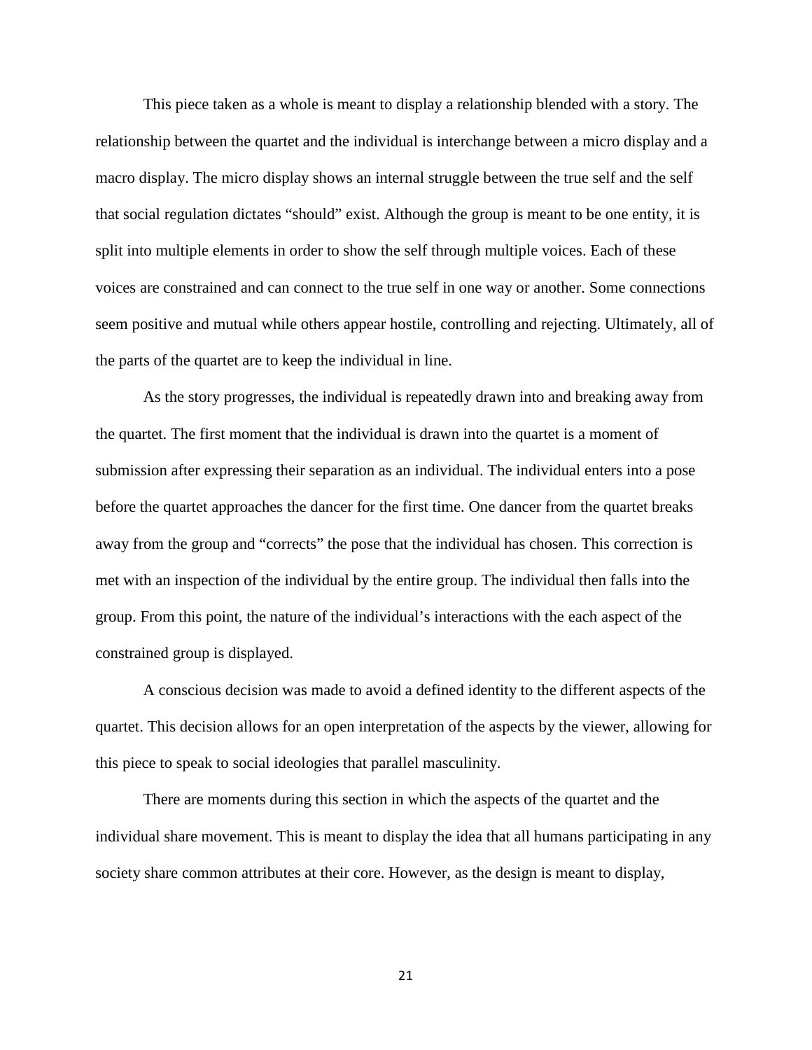This piece taken as a whole is meant to display a relationship blended with a story. The relationship between the quartet and the individual is interchange between a micro display and a macro display. The micro display shows an internal struggle between the true self and the self that social regulation dictates "should" exist. Although the group is meant to be one entity, it is split into multiple elements in order to show the self through multiple voices. Each of these voices are constrained and can connect to the true self in one way or another. Some connections seem positive and mutual while others appear hostile, controlling and rejecting. Ultimately, all of the parts of the quartet are to keep the individual in line.

As the story progresses, the individual is repeatedly drawn into and breaking away from the quartet. The first moment that the individual is drawn into the quartet is a moment of submission after expressing their separation as an individual. The individual enters into a pose before the quartet approaches the dancer for the first time. One dancer from the quartet breaks away from the group and "corrects" the pose that the individual has chosen. This correction is met with an inspection of the individual by the entire group. The individual then falls into the group. From this point, the nature of the individual's interactions with the each aspect of the constrained group is displayed.

A conscious decision was made to avoid a defined identity to the different aspects of the quartet. This decision allows for an open interpretation of the aspects by the viewer, allowing for this piece to speak to social ideologies that parallel masculinity.

There are moments during this section in which the aspects of the quartet and the individual share movement. This is meant to display the idea that all humans participating in any society share common attributes at their core. However, as the design is meant to display,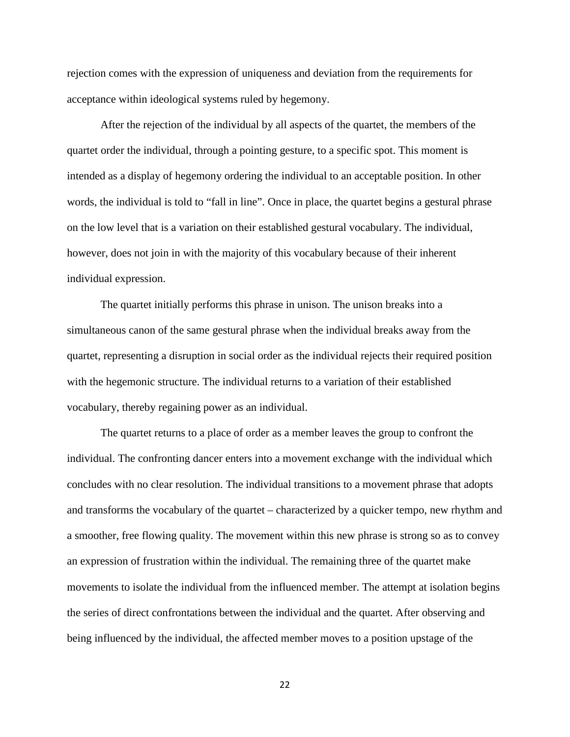rejection comes with the expression of uniqueness and deviation from the requirements for acceptance within ideological systems ruled by hegemony.

After the rejection of the individual by all aspects of the quartet, the members of the quartet order the individual, through a pointing gesture, to a specific spot. This moment is intended as a display of hegemony ordering the individual to an acceptable position. In other words, the individual is told to "fall in line". Once in place, the quartet begins a gestural phrase on the low level that is a variation on their established gestural vocabulary. The individual, however, does not join in with the majority of this vocabulary because of their inherent individual expression.

The quartet initially performs this phrase in unison. The unison breaks into a simultaneous canon of the same gestural phrase when the individual breaks away from the quartet, representing a disruption in social order as the individual rejects their required position with the hegemonic structure. The individual returns to a variation of their established vocabulary, thereby regaining power as an individual.

The quartet returns to a place of order as a member leaves the group to confront the individual. The confronting dancer enters into a movement exchange with the individual which concludes with no clear resolution. The individual transitions to a movement phrase that adopts and transforms the vocabulary of the quartet – characterized by a quicker tempo, new rhythm and a smoother, free flowing quality. The movement within this new phrase is strong so as to convey an expression of frustration within the individual. The remaining three of the quartet make movements to isolate the individual from the influenced member. The attempt at isolation begins the series of direct confrontations between the individual and the quartet. After observing and being influenced by the individual, the affected member moves to a position upstage of the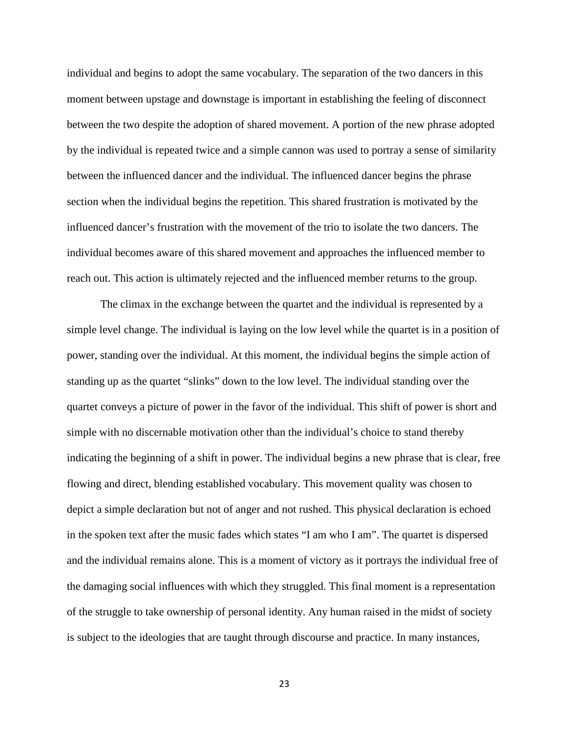individual and begins to adopt the same vocabulary. The separation of the two dancers in this moment between upstage and downstage is important in establishing the feeling of disconnect between the two despite the adoption of shared movement. A portion of the new phrase adopted by the individual is repeated twice and a simple cannon was used to portray a sense of similarity between the influenced dancer and the individual. The influenced dancer begins the phrase section when the individual begins the repetition. This shared frustration is motivated by the influenced dancer's frustration with the movement of the trio to isolate the two dancers. The individual becomes aware of this shared movement and approaches the influenced member to reach out. This action is ultimately rejected and the influenced member returns to the group.

The climax in the exchange between the quartet and the individual is represented by a simple level change. The individual is laying on the low level while the quartet is in a position of power, standing over the individual. At this moment, the individual begins the simple action of standing up as the quartet "slinks" down to the low level. The individual standing over the quartet conveys a picture of power in the favor of the individual. This shift of power is short and simple with no discernable motivation other than the individual's choice to stand thereby indicating the beginning of a shift in power. The individual begins a new phrase that is clear, free flowing and direct, blending established vocabulary. This movement quality was chosen to depict a simple declaration but not of anger and not rushed. This physical declaration is echoed in the spoken text after the music fades which states "I am who I am". The quartet is dispersed and the individual remains alone. This is a moment of victory as it portrays the individual free of the damaging social influences with which they struggled. This final moment is a representation of the struggle to take ownership of personal identity. Any human raised in the midst of society is subject to the ideologies that are taught through discourse and practice. In many instances,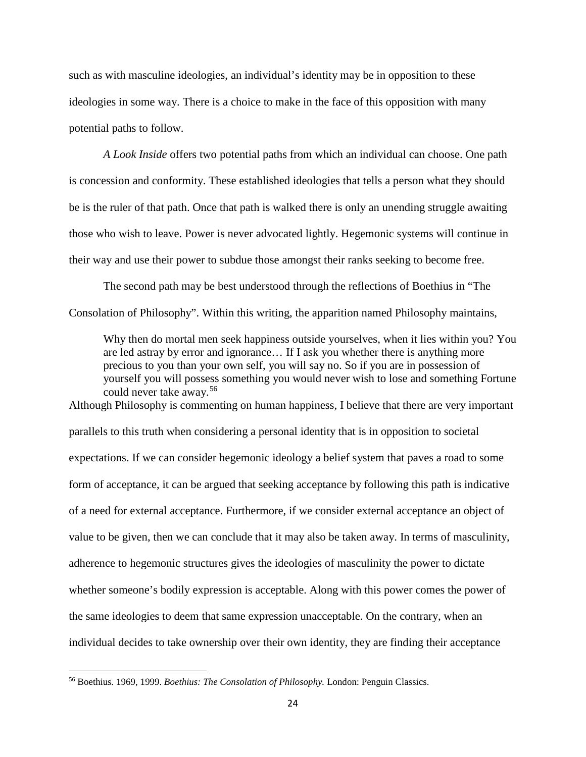such as with masculine ideologies, an individual's identity may be in opposition to these ideologies in some way. There is a choice to make in the face of this opposition with many potential paths to follow.

*A Look Inside* offers two potential paths from which an individual can choose. One path is concession and conformity. These established ideologies that tells a person what they should be is the ruler of that path. Once that path is walked there is only an unending struggle awaiting those who wish to leave. Power is never advocated lightly. Hegemonic systems will continue in their way and use their power to subdue those amongst their ranks seeking to become free.

The second path may be best understood through the reflections of Boethius in "The Consolation of Philosophy". Within this writing, the apparition named Philosophy maintains,

> Why then do mortal men seek happiness outside yourselves, when it lies within you? You are led astray by error and ignorance… If I ask you whether there is anything more precious to you than your own self, you will say no. So if you are in possession of yourself you will possess something you would never wish to lose and something Fortune could never take away.[56]

Although Philosophy is commenting on human happiness, I believe that there are very important parallels to this truth when considering a personal identity that is in opposition to societal expectations. If we can consider hegemonic ideology a belief system that paves a road to some form of acceptance, it can be argued that seeking acceptance by following this path is indicative of a need for external acceptance. Furthermore, if we consider external acceptance an object of value to be given, then we can conclude that it may also be taken away. In terms of masculinity, adherence to hegemonic structures gives the ideologies of masculinity the power to dictate whether someone's bodily expression is acceptable. Along with this power comes the power of the same ideologies to deem that same expression unacceptable. On the contrary, when an individual decides to take ownership over their own identity, they are finding their acceptance

[56] Boethius. 1969, 1999. *Boethius: The Consolation of Philosophy.* London: Penguin Classics.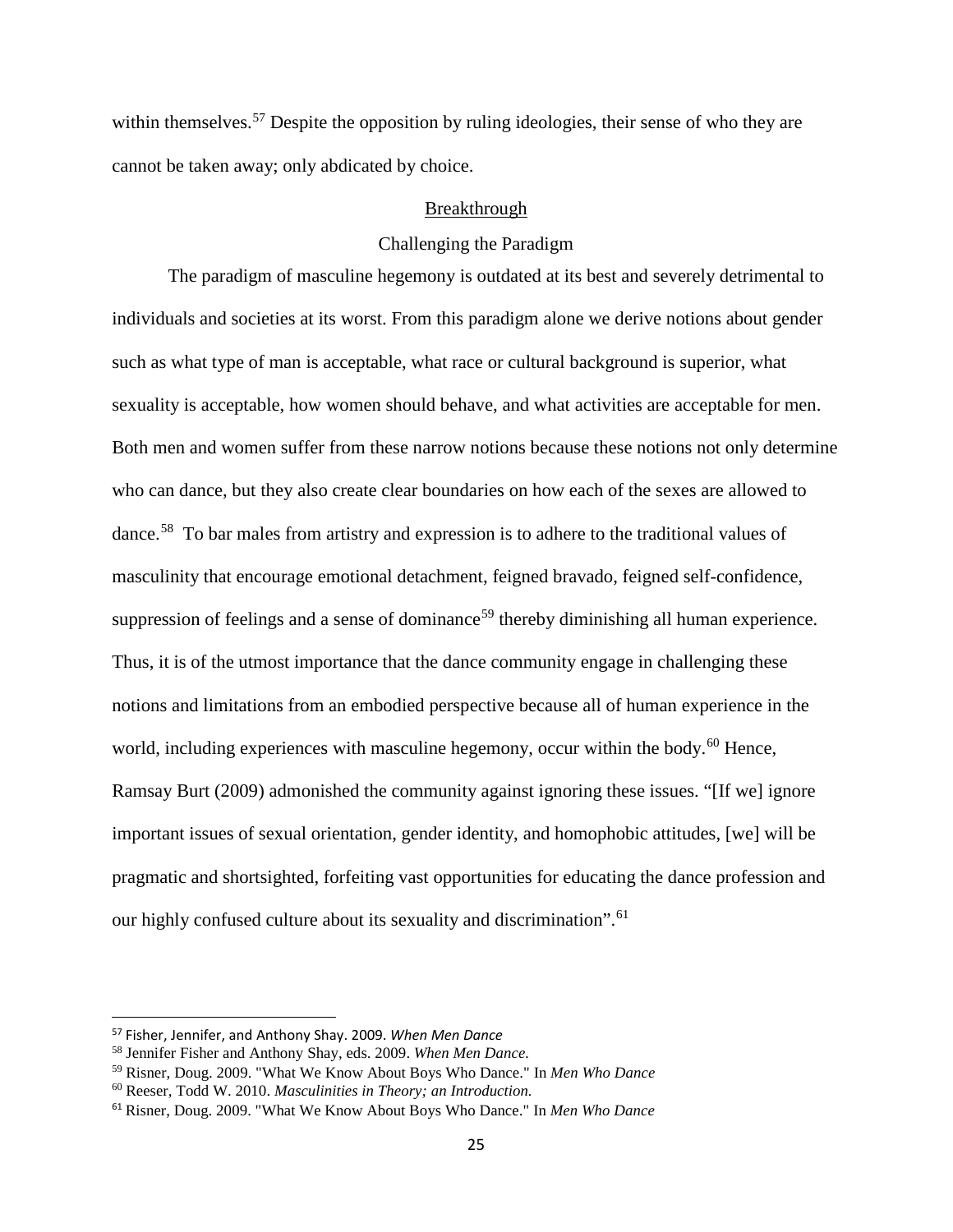within themselves.[57] Despite the opposition by ruling ideologies, their sense of who they are cannot be taken away; only abdicated by choice.

## Breakthrough

### Challenging the Paradigm

The paradigm of masculine hegemony is outdated at its best and severely detrimental to individuals and societies at its worst. From this paradigm alone we derive notions about gender such as what type of man is acceptable, what race or cultural background is superior, what sexuality is acceptable, how women should behave, and what activities are acceptable for men. Both men and women suffer from these narrow notions because these notions not only determine who can dance, but they also create clear boundaries on how each of the sexes are allowed to dance.[58] To bar males from artistry and expression is to adhere to the traditional values of masculinity that encourage emotional detachment, feigned bravado, feigned self-confidence, suppression of feelings and a sense of dominance[59] thereby diminishing all human experience. Thus, it is of the utmost importance that the dance community engage in challenging these notions and limitations from an embodied perspective because all of human experience in the world, including experiences with masculine hegemony, occur within the body.[60] Hence, Ramsay Burt (2009) admonished the community against ignoring these issues. "[If we] ignore important issues of sexual orientation, gender identity, and homophobic attitudes, [we] will be pragmatic and shortsighted, forfeiting vast opportunities for educating the dance profession and our highly confused culture about its sexuality and discrimination".[61]

---

[57] Fisher, Jennifer, and Anthony Shay. 2009. *When Men Dance*

[58] Jennifer Fisher and Anthony Shay, eds. 2009. *When Men Dance.*

[59] Risner, Doug. 2009. "What We Know About Boys Who Dance." In *Men Who Dance*

[60] Reeser, Todd W. 2010. *Masculinities in Theory; an Introduction.*

[61] Risner, Doug. 2009. "What We Know About Boys Who Dance." In *Men Who Dance*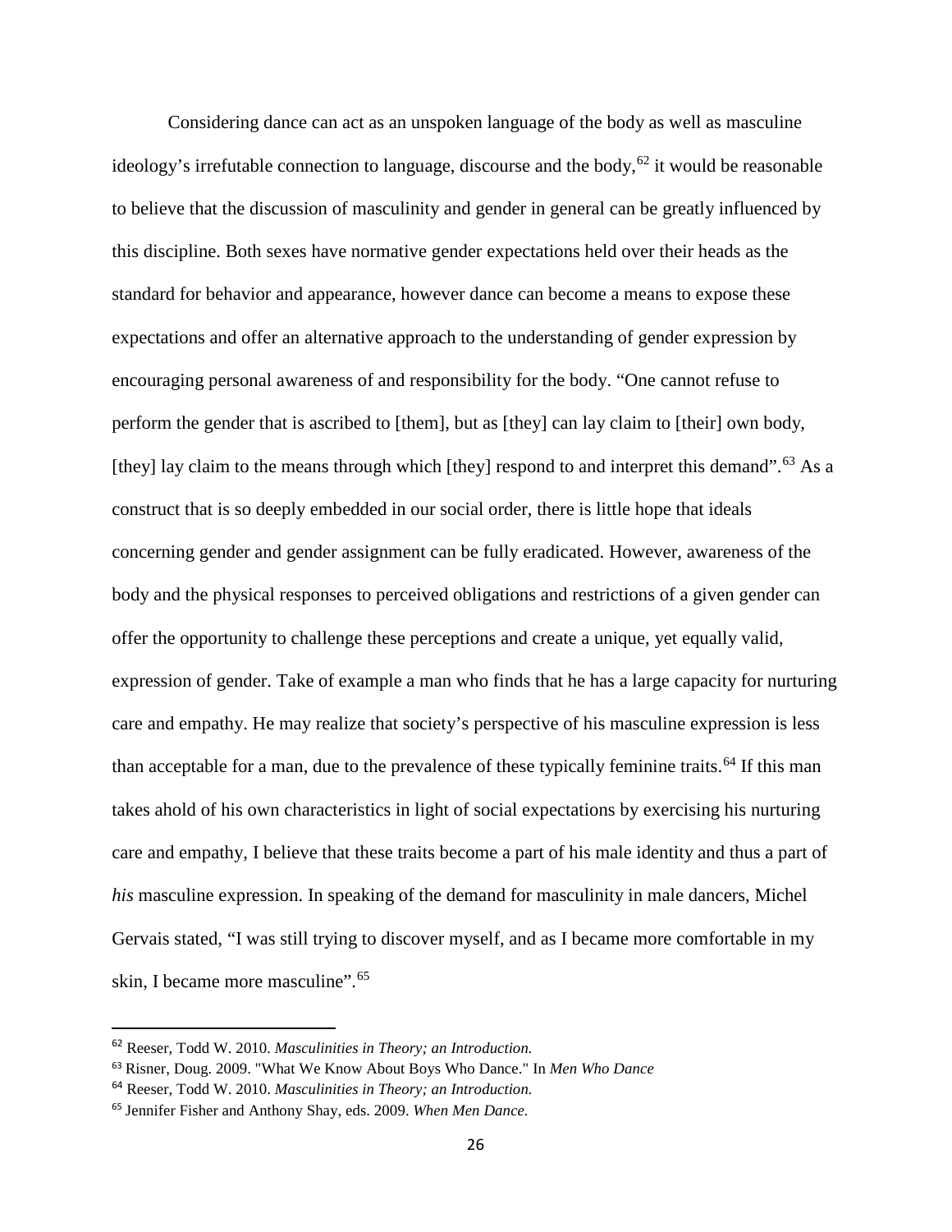Considering dance can act as an unspoken language of the body as well as masculine ideology's irrefutable connection to language, discourse and the body,[62] it would be reasonable to believe that the discussion of masculinity and gender in general can be greatly influenced by this discipline. Both sexes have normative gender expectations held over their heads as the standard for behavior and appearance, however dance can become a means to expose these expectations and offer an alternative approach to the understanding of gender expression by encouraging personal awareness of and responsibility for the body. "One cannot refuse to perform the gender that is ascribed to [them], but as [they] can lay claim to [their] own body, [they] lay claim to the means through which [they] respond to and interpret this demand".[63] As a construct that is so deeply embedded in our social order, there is little hope that ideals concerning gender and gender assignment can be fully eradicated. However, awareness of the body and the physical responses to perceived obligations and restrictions of a given gender can offer the opportunity to challenge these perceptions and create a unique, yet equally valid, expression of gender. Take of example a man who finds that he has a large capacity for nurturing care and empathy. He may realize that society's perspective of his masculine expression is less than acceptable for a man, due to the prevalence of these typically feminine traits.[64] If this man takes ahold of his own characteristics in light of social expectations by exercising his nurturing care and empathy, I believe that these traits become a part of his male identity and thus a part of *his* masculine expression. In speaking of the demand for masculinity in male dancers, Michel Gervais stated, "I was still trying to discover myself, and as I became more comfortable in my skin, I became more masculine".[65]

---

[62] Reeser, Todd W. 2010. *Masculinities in Theory; an Introduction.*

[63] Risner, Doug. 2009. "What We Know About Boys Who Dance." In *Men Who Dance*

[64] Reeser, Todd W. 2010. *Masculinities in Theory; an Introduction.*

[65] Jennifer Fisher and Anthony Shay, eds. 2009. *When Men Dance.*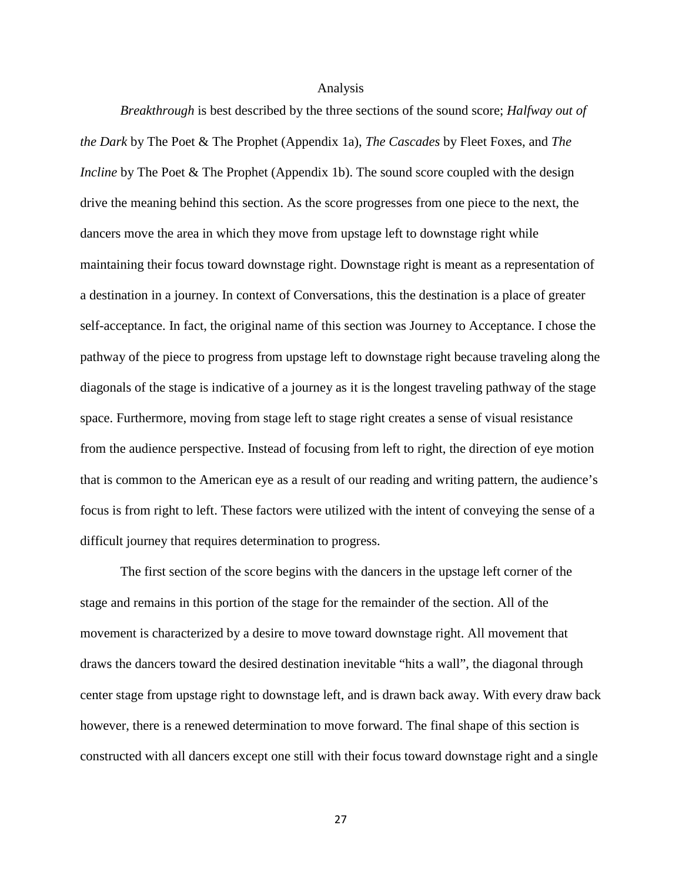## Analysis

*Breakthrough* is best described by the three sections of the sound score; *Halfway out of the Dark* by The Poet & The Prophet (Appendix 1a), *The Cascades* by Fleet Foxes, and *The Incline* by The Poet & The Prophet (Appendix 1b). The sound score coupled with the design drive the meaning behind this section. As the score progresses from one piece to the next, the dancers move the area in which they move from upstage left to downstage right while maintaining their focus toward downstage right. Downstage right is meant as a representation of a destination in a journey. In context of Conversations, this the destination is a place of greater self-acceptance. In fact, the original name of this section was Journey to Acceptance. I chose the pathway of the piece to progress from upstage left to downstage right because traveling along the diagonals of the stage is indicative of a journey as it is the longest traveling pathway of the stage space. Furthermore, moving from stage left to stage right creates a sense of visual resistance from the audience perspective. Instead of focusing from left to right, the direction of eye motion that is common to the American eye as a result of our reading and writing pattern, the audience's focus is from right to left. These factors were utilized with the intent of conveying the sense of a difficult journey that requires determination to progress.

The first section of the score begins with the dancers in the upstage left corner of the stage and remains in this portion of the stage for the remainder of the section. All of the movement is characterized by a desire to move toward downstage right. All movement that draws the dancers toward the desired destination inevitable "hits a wall", the diagonal through center stage from upstage right to downstage left, and is drawn back away. With every draw back however, there is a renewed determination to move forward. The final shape of this section is constructed with all dancers except one still with their focus toward downstage right and a single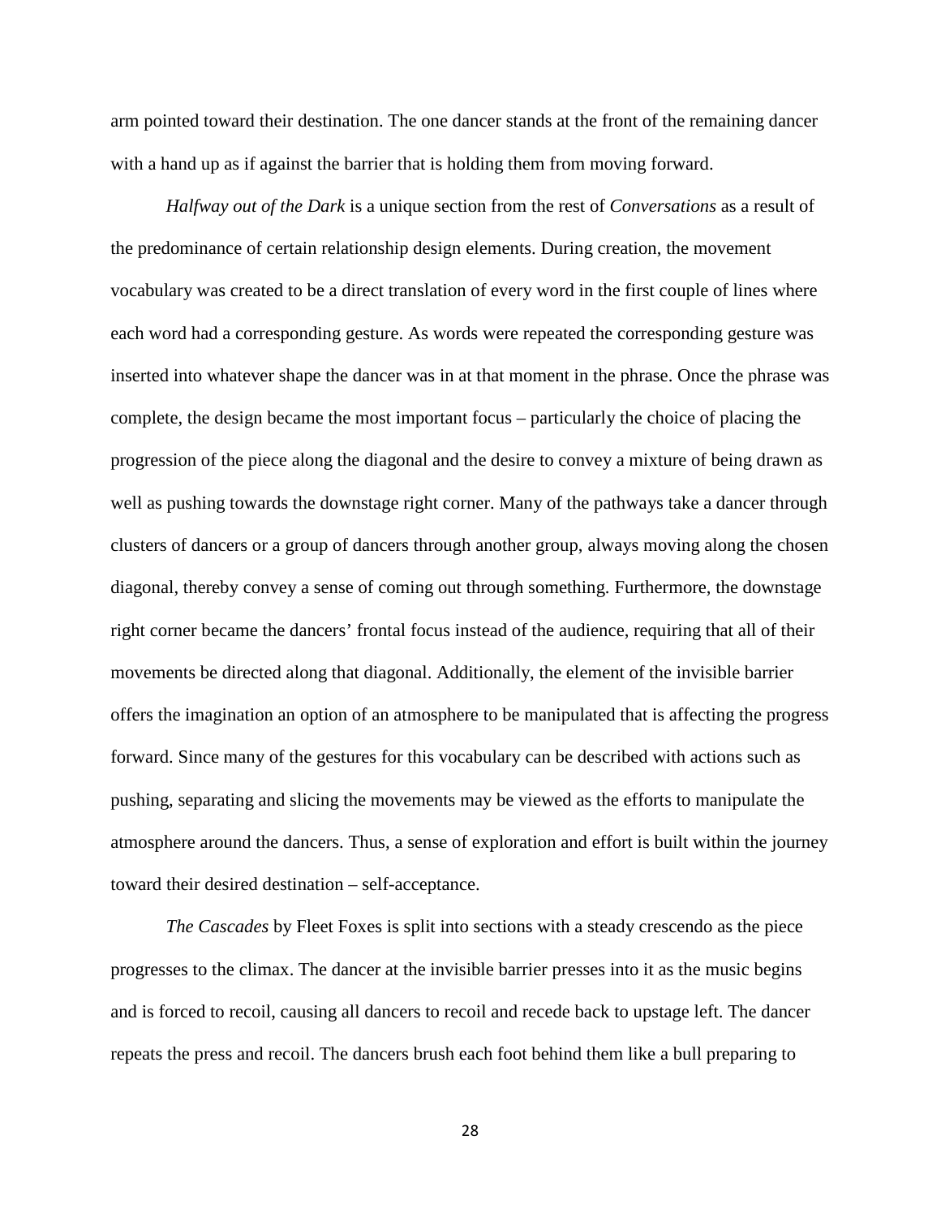arm pointed toward their destination. The one dancer stands at the front of the remaining dancer with a hand up as if against the barrier that is holding them from moving forward.

*Halfway out of the Dark* is a unique section from the rest of *Conversations* as a result of the predominance of certain relationship design elements. During creation, the movement vocabulary was created to be a direct translation of every word in the first couple of lines where each word had a corresponding gesture. As words were repeated the corresponding gesture was inserted into whatever shape the dancer was in at that moment in the phrase. Once the phrase was complete, the design became the most important focus – particularly the choice of placing the progression of the piece along the diagonal and the desire to convey a mixture of being drawn as well as pushing towards the downstage right corner. Many of the pathways take a dancer through clusters of dancers or a group of dancers through another group, always moving along the chosen diagonal, thereby convey a sense of coming out through something. Furthermore, the downstage right corner became the dancers' frontal focus instead of the audience, requiring that all of their movements be directed along that diagonal. Additionally, the element of the invisible barrier offers the imagination an option of an atmosphere to be manipulated that is affecting the progress forward. Since many of the gestures for this vocabulary can be described with actions such as pushing, separating and slicing the movements may be viewed as the efforts to manipulate the atmosphere around the dancers. Thus, a sense of exploration and effort is built within the journey toward their desired destination – self-acceptance.

*The Cascades* by Fleet Foxes is split into sections with a steady crescendo as the piece progresses to the climax. The dancer at the invisible barrier presses into it as the music begins and is forced to recoil, causing all dancers to recoil and recede back to upstage left. The dancer repeats the press and recoil. The dancers brush each foot behind them like a bull preparing to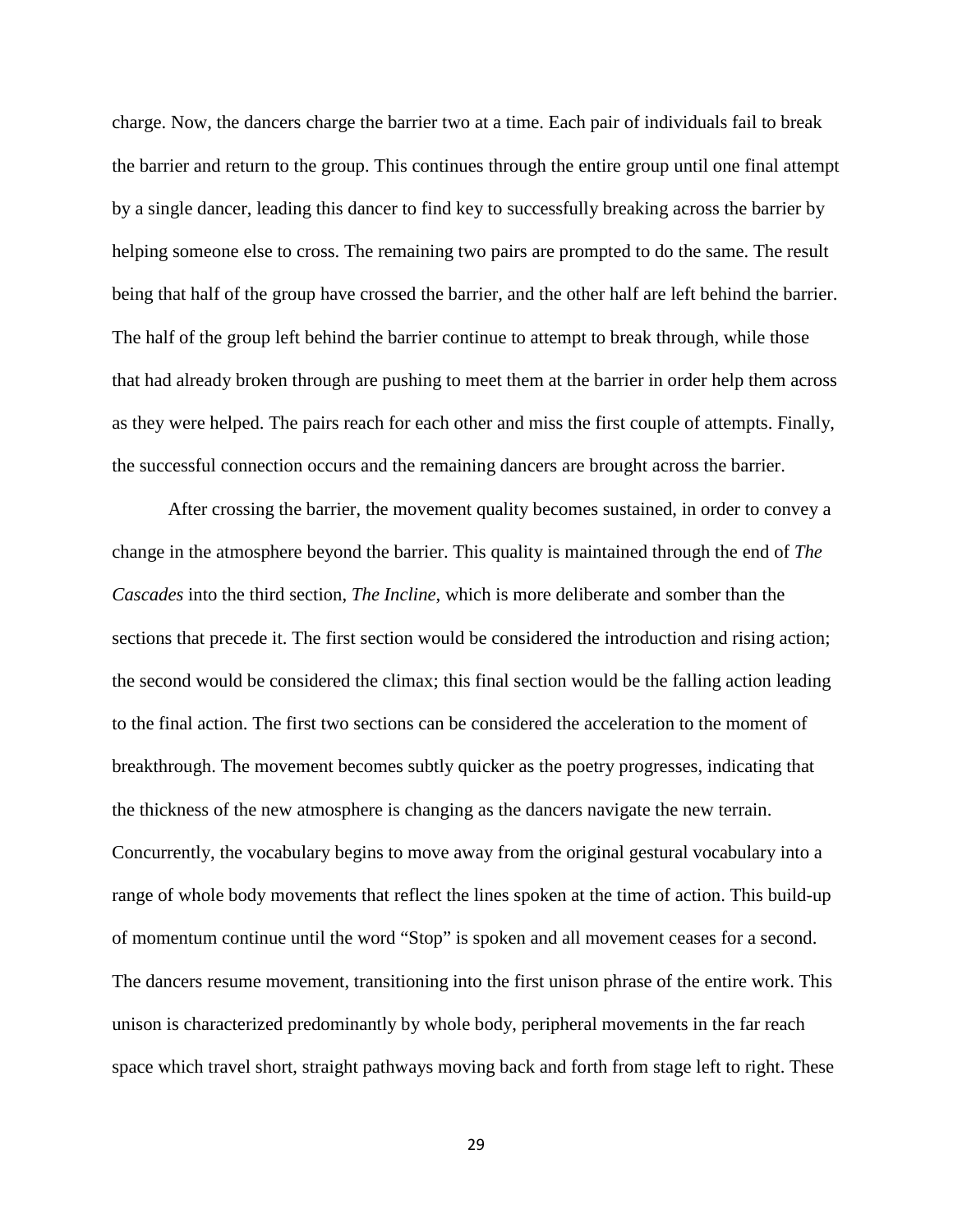charge. Now, the dancers charge the barrier two at a time. Each pair of individuals fail to break the barrier and return to the group. This continues through the entire group until one final attempt by a single dancer, leading this dancer to find key to successfully breaking across the barrier by helping someone else to cross. The remaining two pairs are prompted to do the same. The result being that half of the group have crossed the barrier, and the other half are left behind the barrier. The half of the group left behind the barrier continue to attempt to break through, while those that had already broken through are pushing to meet them at the barrier in order help them across as they were helped. The pairs reach for each other and miss the first couple of attempts. Finally, the successful connection occurs and the remaining dancers are brought across the barrier.

After crossing the barrier, the movement quality becomes sustained, in order to convey a change in the atmosphere beyond the barrier. This quality is maintained through the end of *The Cascades* into the third section, *The Incline*, which is more deliberate and somber than the sections that precede it. The first section would be considered the introduction and rising action; the second would be considered the climax; this final section would be the falling action leading to the final action. The first two sections can be considered the acceleration to the moment of breakthrough. The movement becomes subtly quicker as the poetry progresses, indicating that the thickness of the new atmosphere is changing as the dancers navigate the new terrain. Concurrently, the vocabulary begins to move away from the original gestural vocabulary into a range of whole body movements that reflect the lines spoken at the time of action. This build-up of momentum continue until the word "Stop" is spoken and all movement ceases for a second. The dancers resume movement, transitioning into the first unison phrase of the entire work. This unison is characterized predominantly by whole body, peripheral movements in the far reach space which travel short, straight pathways moving back and forth from stage left to right. These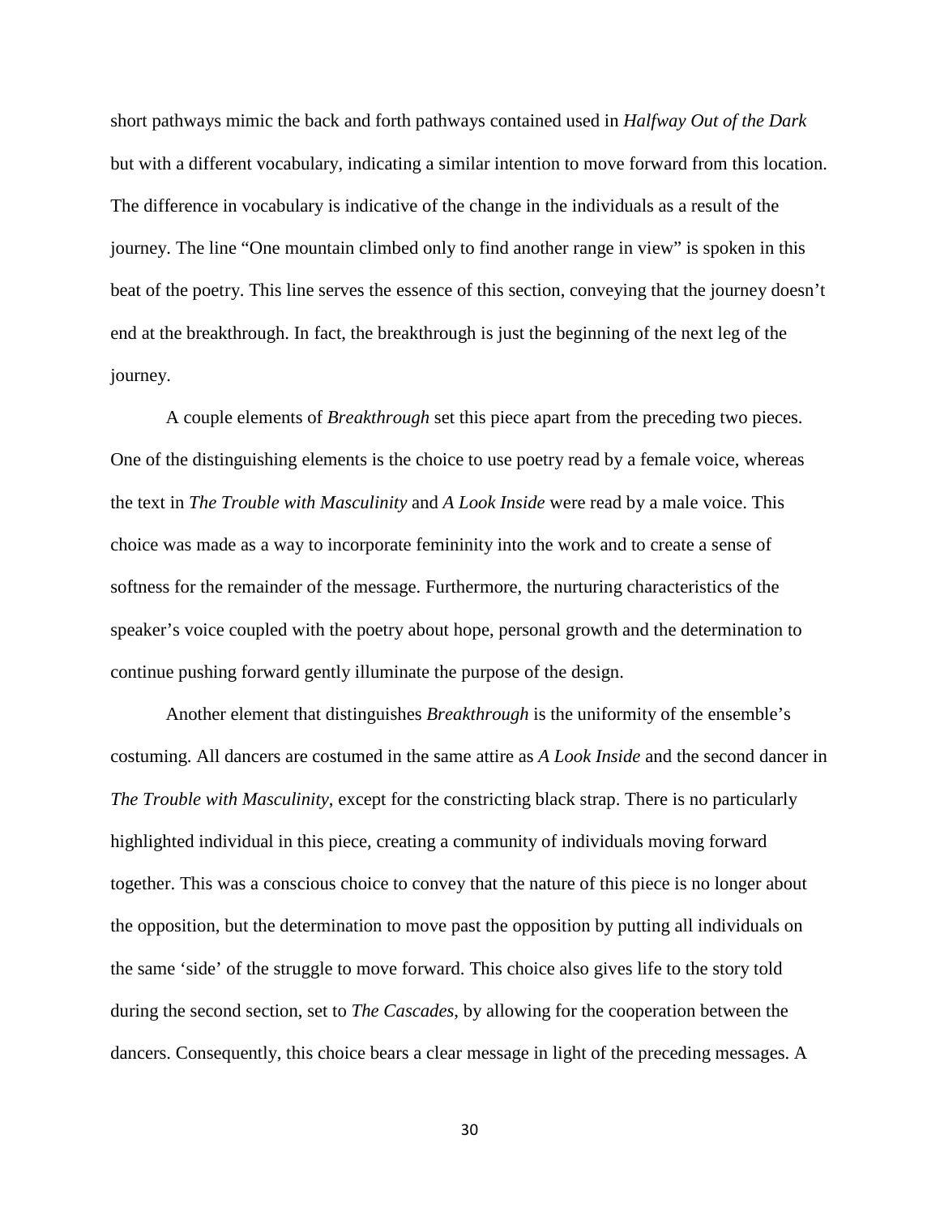short pathways mimic the back and forth pathways contained used in *Halfway Out of the Dark* but with a different vocabulary, indicating a similar intention to move forward from this location. The difference in vocabulary is indicative of the change in the individuals as a result of the journey. The line "One mountain climbed only to find another range in view" is spoken in this beat of the poetry. This line serves the essence of this section, conveying that the journey doesn't end at the breakthrough. In fact, the breakthrough is just the beginning of the next leg of the journey.

A couple elements of *Breakthrough* set this piece apart from the preceding two pieces. One of the distinguishing elements is the choice to use poetry read by a female voice, whereas the text in *The Trouble with Masculinity* and *A Look Inside* were read by a male voice. This choice was made as a way to incorporate femininity into the work and to create a sense of softness for the remainder of the message. Furthermore, the nurturing characteristics of the speaker's voice coupled with the poetry about hope, personal growth and the determination to continue pushing forward gently illuminate the purpose of the design.

Another element that distinguishes *Breakthrough* is the uniformity of the ensemble's costuming. All dancers are costumed in the same attire as *A Look Inside* and the second dancer in *The Trouble with Masculinity*, except for the constricting black strap. There is no particularly highlighted individual in this piece, creating a community of individuals moving forward together. This was a conscious choice to convey that the nature of this piece is no longer about the opposition, but the determination to move past the opposition by putting all individuals on the same 'side' of the struggle to move forward. This choice also gives life to the story told during the second section, set to *The Cascades*, by allowing for the cooperation between the dancers. Consequently, this choice bears a clear message in light of the preceding messages. A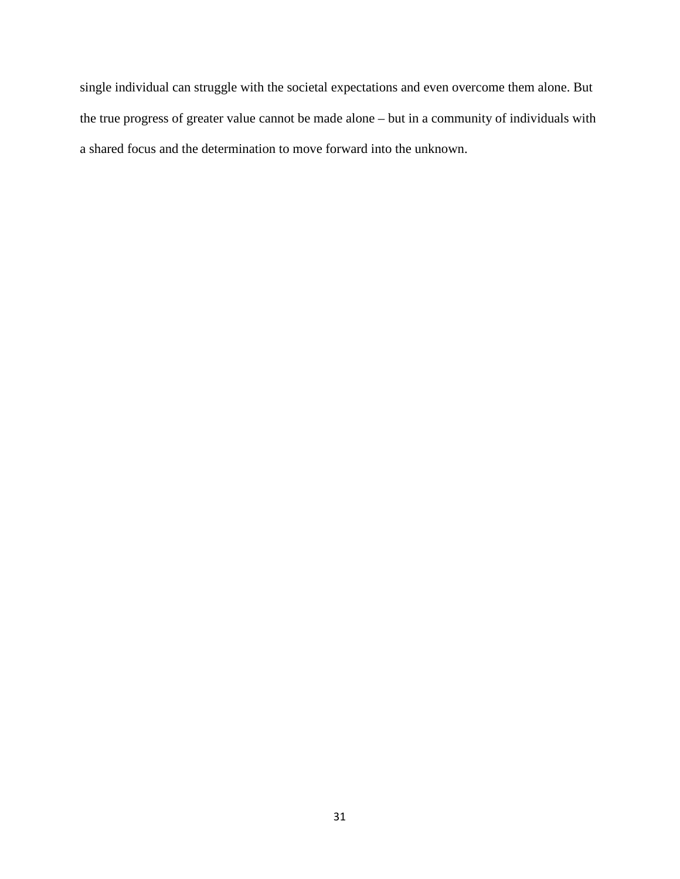single individual can struggle with the societal expectations and even overcome them alone. But the true progress of greater value cannot be made alone – but in a community of individuals with a shared focus and the determination to move forward into the unknown.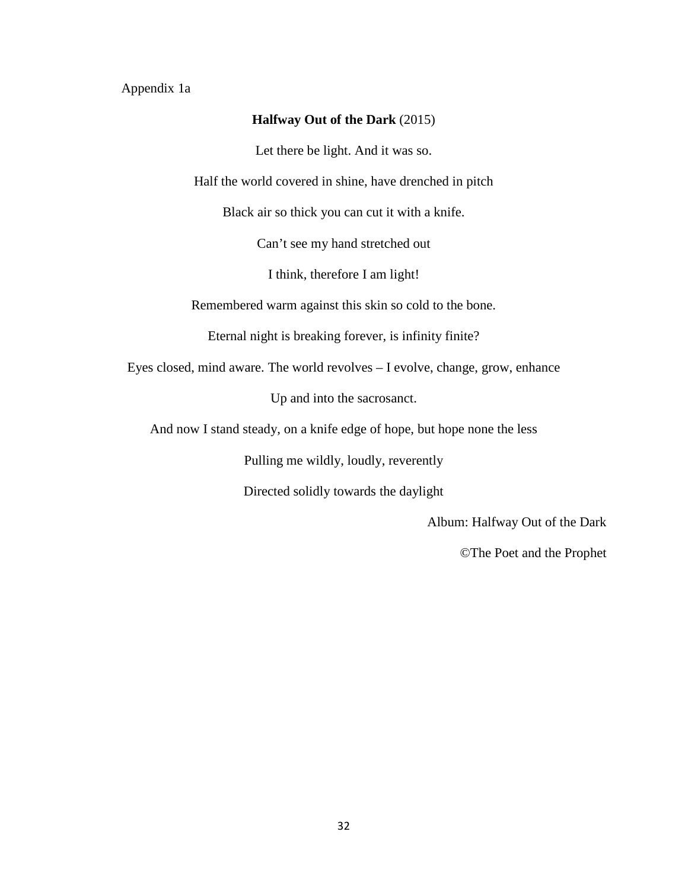Appendix 1a

**Halfway Out of the Dark** (2015)

Let there be light. And it was so.

Half the world covered in shine, have drenched in pitch

Black air so thick you can cut it with a knife.

Can't see my hand stretched out

I think, therefore I am light!

Remembered warm against this skin so cold to the bone.

Eternal night is breaking forever, is infinity finite?

Eyes closed, mind aware. The world revolves – I evolve, change, grow, enhance

Up and into the sacrosanct.

And now I stand steady, on a knife edge of hope, but hope none the less

Pulling me wildly, loudly, reverently

Directed solidly towards the daylight

Album: Halfway Out of the Dark

©The Poet and the Prophet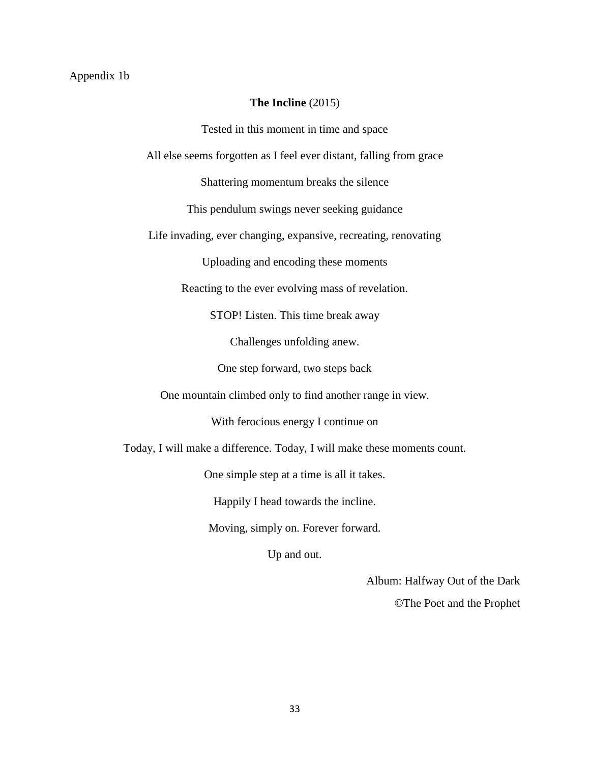Appendix 1b

**The Incline** (2015)

Tested in this moment in time and space

All else seems forgotten as I feel ever distant, falling from grace

Shattering momentum breaks the silence

This pendulum swings never seeking guidance

Life invading, ever changing, expansive, recreating, renovating

Uploading and encoding these moments

Reacting to the ever evolving mass of revelation.

STOP! Listen. This time break away

Challenges unfolding anew.

One step forward, two steps back

One mountain climbed only to find another range in view.

With ferocious energy I continue on

Today, I will make a difference. Today, I will make these moments count.

One simple step at a time is all it takes.

Happily I head towards the incline.

Moving, simply on. Forever forward.

Up and out.

Album: Halfway Out of the Dark

©The Poet and the Prophet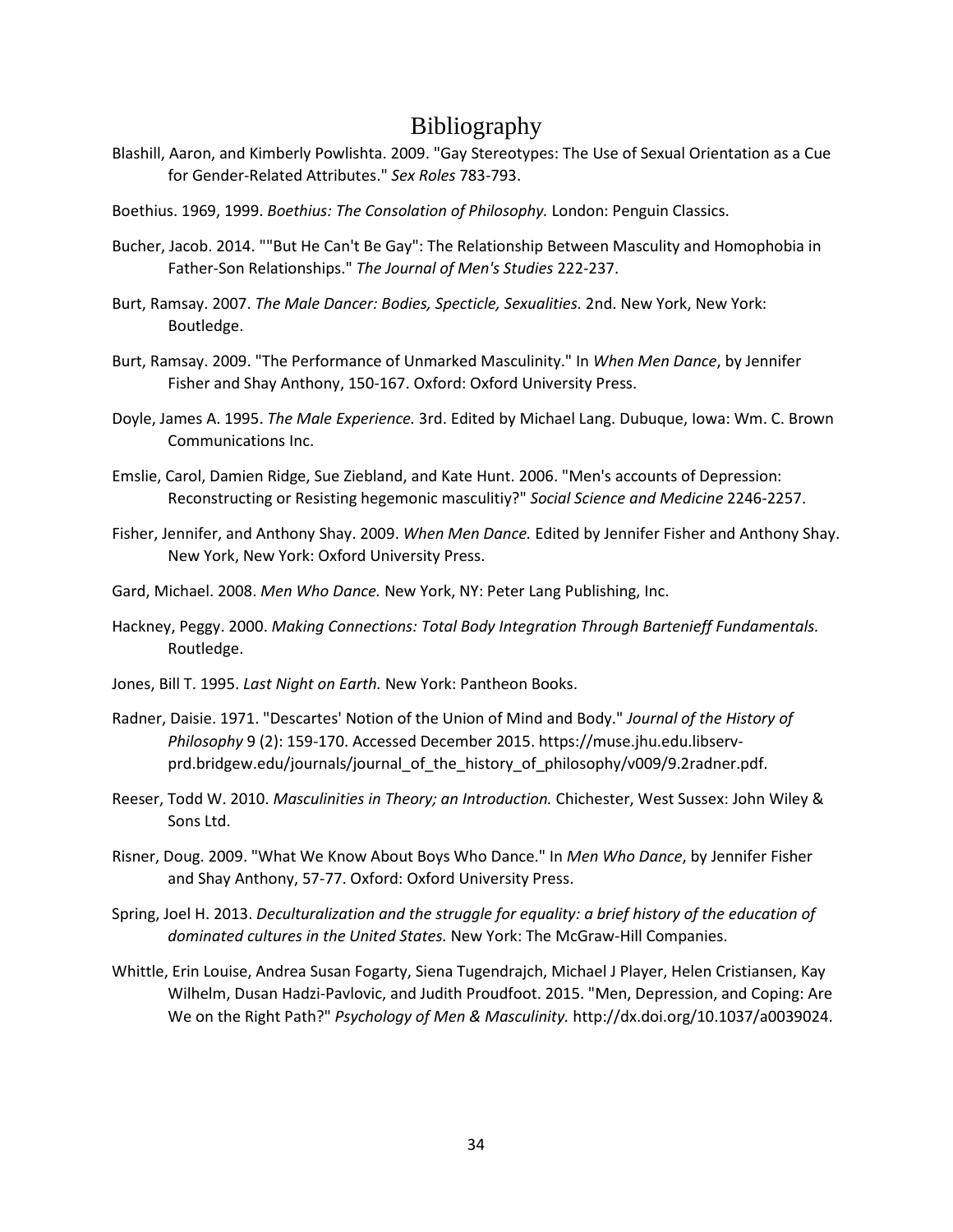# Bibliography

Blashill, Aaron, and Kimberly Powlishta. 2009. "Gay Stereotypes: The Use of Sexual Orientation as a Cue for Gender-Related Attributes." *Sex Roles* 783-793.

Boethius. 1969, 1999. *Boethius: The Consolation of Philosophy.* London: Penguin Classics.

Bucher, Jacob. 2014. ""But He Can't Be Gay": The Relationship Between Masculity and Homophobia in Father-Son Relationships." *The Journal of Men's Studies* 222-237.

Burt, Ramsay. 2007. *The Male Dancer: Bodies, Specticle, Sexualities.* 2nd. New York, New York: Boutledge.

Burt, Ramsay. 2009. "The Performance of Unmarked Masculinity." In *When Men Dance*, by Jennifer Fisher and Shay Anthony, 150-167. Oxford: Oxford University Press.

Doyle, James A. 1995. *The Male Experience.* 3rd. Edited by Michael Lang. Dubuque, Iowa: Wm. C. Brown Communications Inc.

Emslie, Carol, Damien Ridge, Sue Ziebland, and Kate Hunt. 2006. "Men's accounts of Depression: Reconstructing or Resisting hegemonic masculitiy?" *Social Science and Medicine* 2246-2257.

Fisher, Jennifer, and Anthony Shay. 2009. *When Men Dance.* Edited by Jennifer Fisher and Anthony Shay. New York, New York: Oxford University Press.

Gard, Michael. 2008. *Men Who Dance.* New York, NY: Peter Lang Publishing, Inc.

Hackney, Peggy. 2000. *Making Connections: Total Body Integration Through Bartenieff Fundamentals.* Routledge.

Jones, Bill T. 1995. *Last Night on Earth.* New York: Pantheon Books.

Radner, Daisie. 1971. "Descartes' Notion of the Union of Mind and Body." *Journal of the History of Philosophy* 9 (2): 159-170. Accessed December 2015. https://muse.jhu.edu.libserv-prd.bridgew.edu/journals/journal_of_the_history_of_philosophy/v009/9.2radner.pdf.

Reeser, Todd W. 2010. *Masculinities in Theory; an Introduction.* Chichester, West Sussex: John Wiley & Sons Ltd.

Risner, Doug. 2009. "What We Know About Boys Who Dance." In *Men Who Dance*, by Jennifer Fisher and Shay Anthony, 57-77. Oxford: Oxford University Press.

Spring, Joel H. 2013. *Deculturalization and the struggle for equality: a brief history of the education of dominated cultures in the United States.* New York: The McGraw-Hill Companies.

Whittle, Erin Louise, Andrea Susan Fogarty, Siena Tugendrajch, Michael J Player, Helen Cristiansen, Kay Wilhelm, Dusan Hadzi-Pavlovic, and Judith Proudfoot. 2015. "Men, Depression, and Coping: Are We on the Right Path?" *Psychology of Men & Masculinity.* http://dx.doi.org/10.1037/a0039024.